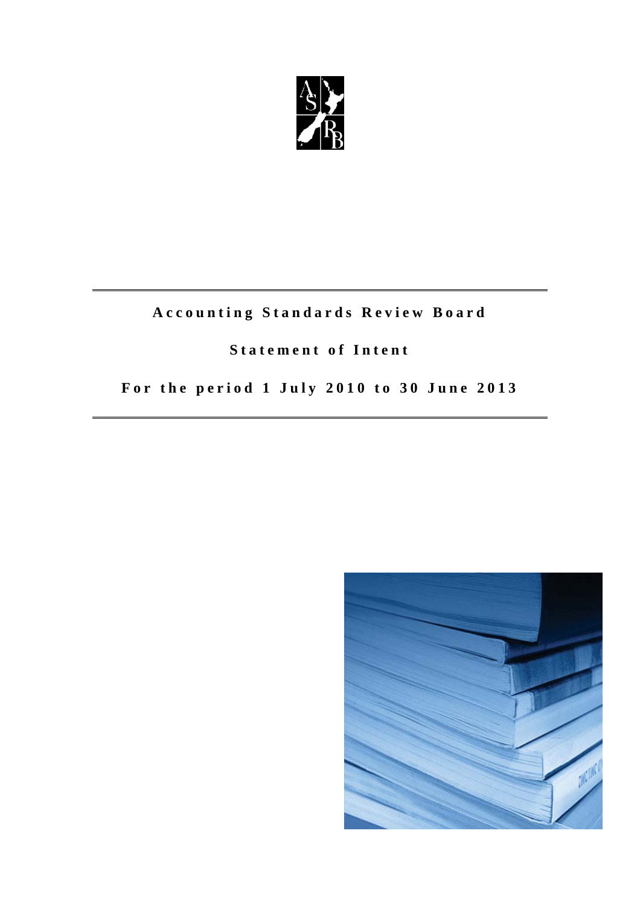# Accounting Standards Review Board

## Statement of Intent

## For the period 1 July 2010 to 30 June 2013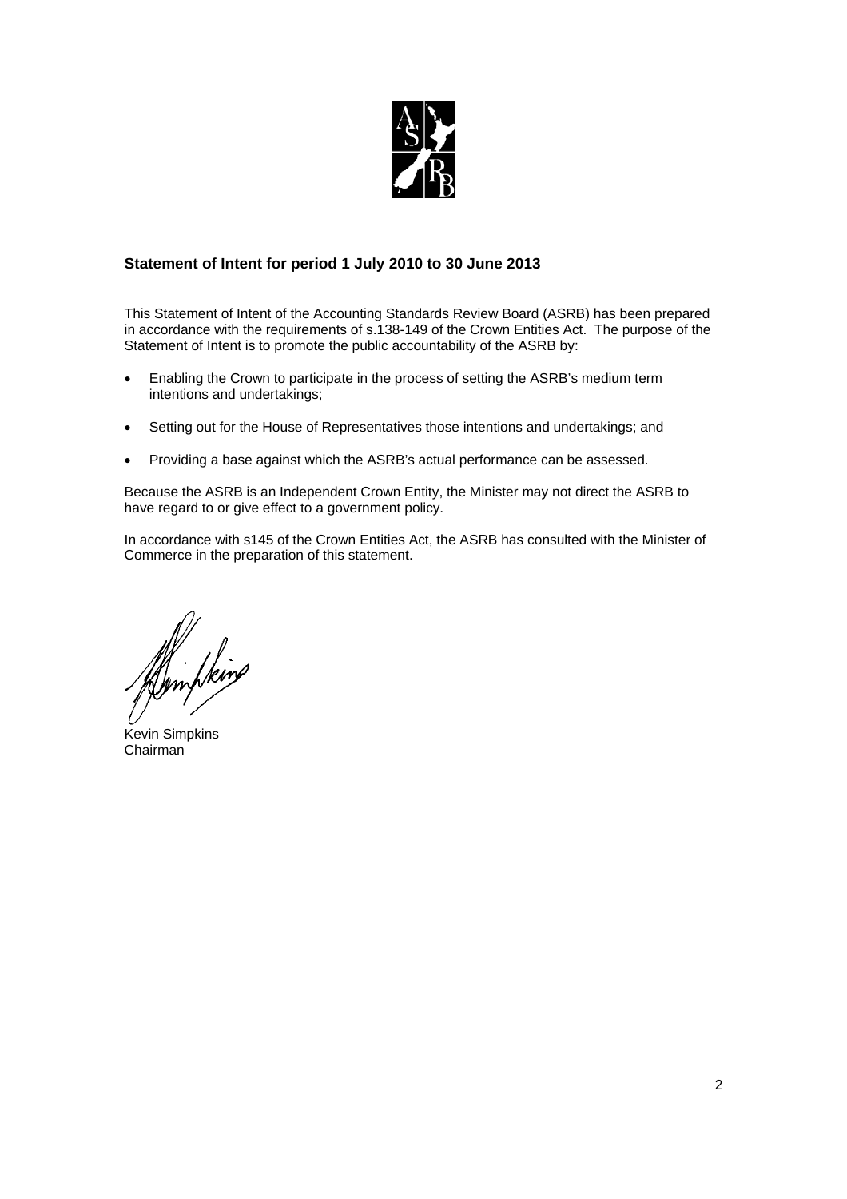### Statement of Intent for period 1 July 2010 to 30 June 2013

This Statement of Intent of the Accounting Standards Review Board (ASRB) has been prepared in accordance with the requirements of s.138-149 of the Crown Entities Act. The purpose of the Statement of Intent is to promote the public accountability of the ASRB by:

- Enabling the Crown to participate in the process of setting the ASRB's medium term intentions and undertakings;
- Setting out for the House of Representatives those intentions and undertakings; and
- Providing a base against which the ASRB's actual performance can be assessed.

Because the ASRB is an Independent Crown Entity, the Minister may not direct the ASRB to have regard to or give effect to a government policy.

In accordance with s145 of the Crown Entities Act, the ASRB has consulted with the Minister of Commerce in the preparation of this statement.

Kevin Simpkins
Chairman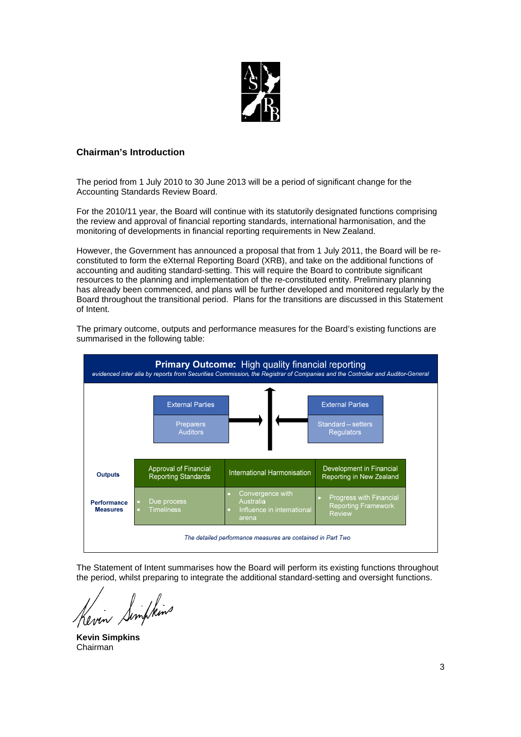## Chairman's Introduction

The period from 1 July 2010 to 30 June 2013 will be a period of significant change for the Accounting Standards Review Board.

For the 2010/11 year, the Board will continue with its statutorily designated functions comprising the review and approval of financial reporting standards, international harmonisation, and the monitoring of developments in financial reporting requirements in New Zealand.

However, the Government has announced a proposal that from 1 July 2011, the Board will be re-constituted to form the eXternal Reporting Board (XRB), and take on the additional functions of accounting and auditing standard-setting. This will require the Board to contribute significant resources to the planning and implementation of the re-constituted entity. Preliminary planning has already been commenced, and plans will be further developed and monitored regularly by the Board throughout the transitional period. Plans for the transitions are discussed in this Statement of Intent.

The primary outcome, outputs and performance measures for the Board's existing functions are summarised in the following table:

**Primary Outcome:** High quality financial reporting

*evidenced inter alia by reports from Securities Commission, the Registrar of Companies and the Controller and Auditor-General*

| External Parties | External Parties |
|---|---|
| Preparers<br>Auditors | Standard – setters<br>Regulators |

| | | | |
|---|---|---|---|
| **Outputs** | Approval of Financial Reporting Standards | International Harmonisation | Development in Financial Reporting in New Zealand |
| **Performance Measures** | • Due process<br>• Timeliness | • Convergence with Australia<br>• Influence in international arena | • Progress with Financial Reporting Framework Review |

*The detailed performance measures are contained in Part Two*

The Statement of Intent summarises how the Board will perform its existing functions throughout the period, whilst preparing to integrate the additional standard-setting and oversight functions.

Kevin Simpkins

**Kevin Simpkins**
Chairman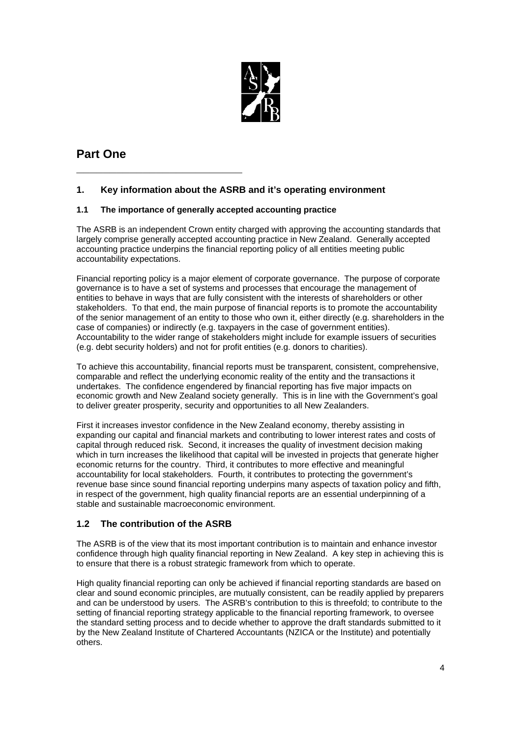# Part One

## 1. Key information about the ASRB and it's operating environment

### 1.1 The importance of generally accepted accounting practice

The ASRB is an independent Crown entity charged with approving the accounting standards that largely comprise generally accepted accounting practice in New Zealand. Generally accepted accounting practice underpins the financial reporting policy of all entities meeting public accountability expectations.

Financial reporting policy is a major element of corporate governance. The purpose of corporate governance is to have a set of systems and processes that encourage the management of entities to behave in ways that are fully consistent with the interests of shareholders or other stakeholders. To that end, the main purpose of financial reports is to promote the accountability of the senior management of an entity to those who own it, either directly (e.g. shareholders in the case of companies) or indirectly (e.g. taxpayers in the case of government entities). Accountability to the wider range of stakeholders might include for example issuers of securities (e.g. debt security holders) and not for profit entities (e.g. donors to charities).

To achieve this accountability, financial reports must be transparent, consistent, comprehensive, comparable and reflect the underlying economic reality of the entity and the transactions it undertakes. The confidence engendered by financial reporting has five major impacts on economic growth and New Zealand society generally. This is in line with the Government's goal to deliver greater prosperity, security and opportunities to all New Zealanders.

First it increases investor confidence in the New Zealand economy, thereby assisting in expanding our capital and financial markets and contributing to lower interest rates and costs of capital through reduced risk. Second, it increases the quality of investment decision making which in turn increases the likelihood that capital will be invested in projects that generate higher economic returns for the country. Third, it contributes to more effective and meaningful accountability for local stakeholders. Fourth, it contributes to protecting the government's revenue base since sound financial reporting underpins many aspects of taxation policy and fifth, in respect of the government, high quality financial reports are an essential underpinning of a stable and sustainable macroeconomic environment.

### 1.2 The contribution of the ASRB

The ASRB is of the view that its most important contribution is to maintain and enhance investor confidence through high quality financial reporting in New Zealand. A key step in achieving this is to ensure that there is a robust strategic framework from which to operate.

High quality financial reporting can only be achieved if financial reporting standards are based on clear and sound economic principles, are mutually consistent, can be readily applied by preparers and can be understood by users. The ASRB's contribution to this is threefold; to contribute to the setting of financial reporting strategy applicable to the financial reporting framework, to oversee the standard setting process and to decide whether to approve the draft standards submitted to it by the New Zealand Institute of Chartered Accountants (NZICA or the Institute) and potentially others.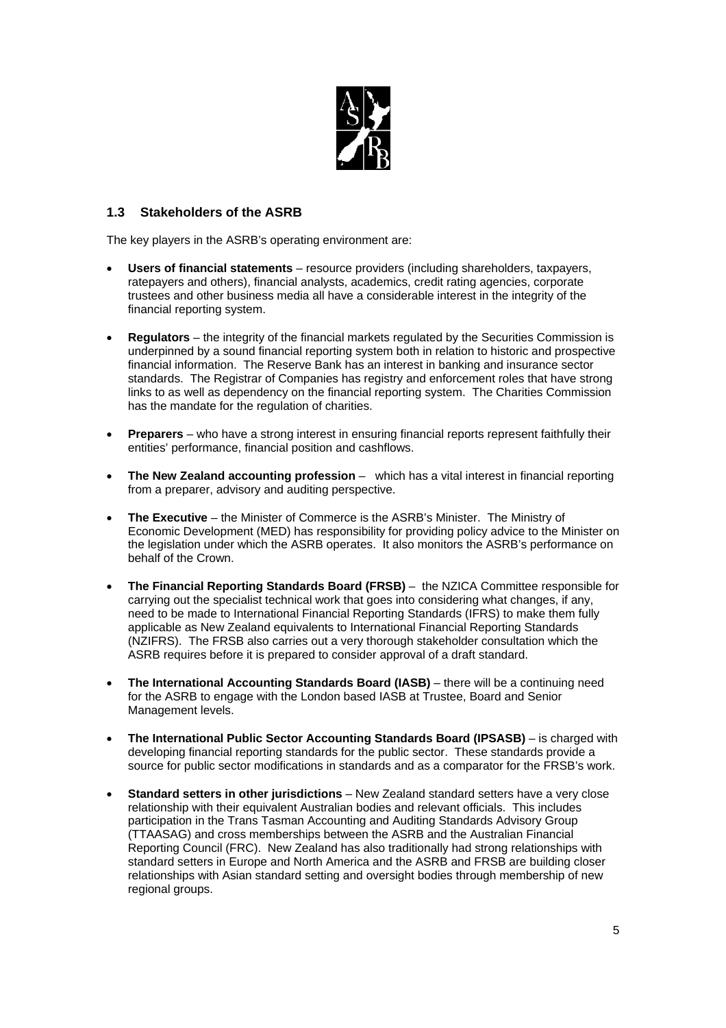## 1.3 Stakeholders of the ASRB

The key players in the ASRB's operating environment are:

- **Users of financial statements** – resource providers (including shareholders, taxpayers, ratepayers and others), financial analysts, academics, credit rating agencies, corporate trustees and other business media all have a considerable interest in the integrity of the financial reporting system.
- **Regulators** – the integrity of the financial markets regulated by the Securities Commission is underpinned by a sound financial reporting system both in relation to historic and prospective financial information. The Reserve Bank has an interest in banking and insurance sector standards. The Registrar of Companies has registry and enforcement roles that have strong links to as well as dependency on the financial reporting system. The Charities Commission has the mandate for the regulation of charities.
- **Preparers** – who have a strong interest in ensuring financial reports represent faithfully their entities' performance, financial position and cashflows.
- **The New Zealand accounting profession** – which has a vital interest in financial reporting from a preparer, advisory and auditing perspective.
- **The Executive** – the Minister of Commerce is the ASRB's Minister. The Ministry of Economic Development (MED) has responsibility for providing policy advice to the Minister on the legislation under which the ASRB operates. It also monitors the ASRB's performance on behalf of the Crown.
- **The Financial Reporting Standards Board (FRSB)** – the NZICA Committee responsible for carrying out the specialist technical work that goes into considering what changes, if any, need to be made to International Financial Reporting Standards (IFRS) to make them fully applicable as New Zealand equivalents to International Financial Reporting Standards (NZIFRS). The FRSB also carries out a very thorough stakeholder consultation which the ASRB requires before it is prepared to consider approval of a draft standard.
- **The International Accounting Standards Board (IASB)** – there will be a continuing need for the ASRB to engage with the London based IASB at Trustee, Board and Senior Management levels.
- **The International Public Sector Accounting Standards Board (IPSASB)** – is charged with developing financial reporting standards for the public sector. These standards provide a source for public sector modifications in standards and as a comparator for the FRSB's work.
- **Standard setters in other jurisdictions** – New Zealand standard setters have a very close relationship with their equivalent Australian bodies and relevant officials. This includes participation in the Trans Tasman Accounting and Auditing Standards Advisory Group (TTAASAG) and cross memberships between the ASRB and the Australian Financial Reporting Council (FRC). New Zealand has also traditionally had strong relationships with standard setters in Europe and North America and the ASRB and FRSB are building closer relationships with Asian standard setting and oversight bodies through membership of new regional groups.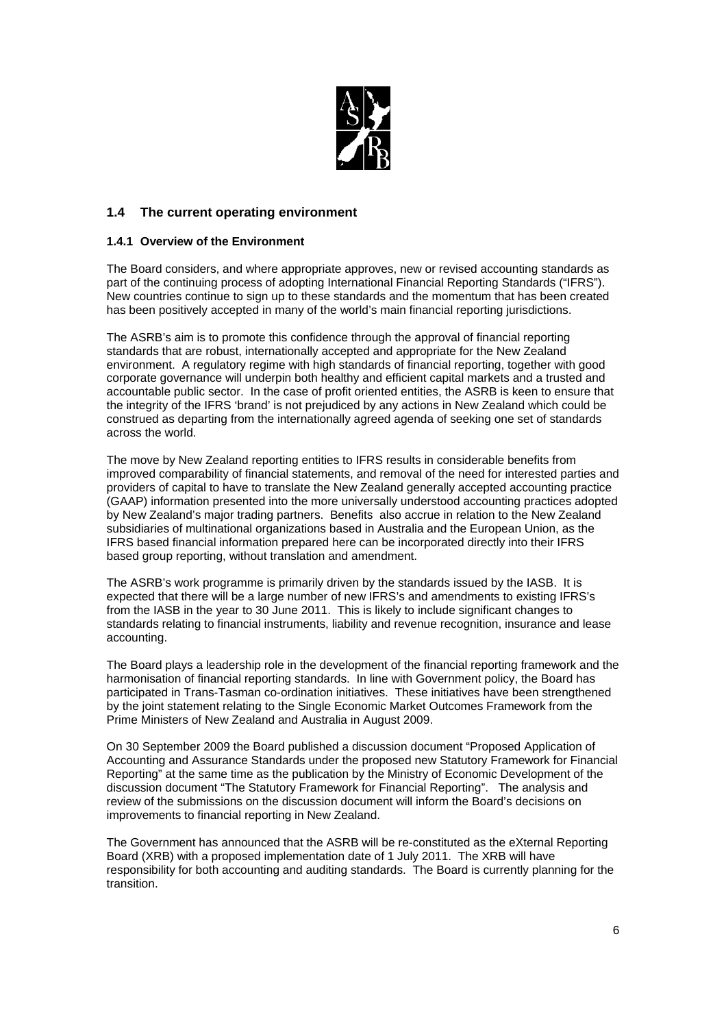## 1.4 The current operating environment

### 1.4.1 Overview of the Environment

The Board considers, and where appropriate approves, new or revised accounting standards as part of the continuing process of adopting International Financial Reporting Standards ("IFRS"). New countries continue to sign up to these standards and the momentum that has been created has been positively accepted in many of the world's main financial reporting jurisdictions.

The ASRB's aim is to promote this confidence through the approval of financial reporting standards that are robust, internationally accepted and appropriate for the New Zealand environment. A regulatory regime with high standards of financial reporting, together with good corporate governance will underpin both healthy and efficient capital markets and a trusted and accountable public sector. In the case of profit oriented entities, the ASRB is keen to ensure that the integrity of the IFRS 'brand' is not prejudiced by any actions in New Zealand which could be construed as departing from the internationally agreed agenda of seeking one set of standards across the world.

The move by New Zealand reporting entities to IFRS results in considerable benefits from improved comparability of financial statements, and removal of the need for interested parties and providers of capital to have to translate the New Zealand generally accepted accounting practice (GAAP) information presented into the more universally understood accounting practices adopted by New Zealand's major trading partners. Benefits also accrue in relation to the New Zealand subsidiaries of multinational organizations based in Australia and the European Union, as the IFRS based financial information prepared here can be incorporated directly into their IFRS based group reporting, without translation and amendment.

The ASRB's work programme is primarily driven by the standards issued by the IASB. It is expected that there will be a large number of new IFRS's and amendments to existing IFRS's from the IASB in the year to 30 June 2011. This is likely to include significant changes to standards relating to financial instruments, liability and revenue recognition, insurance and lease accounting.

The Board plays a leadership role in the development of the financial reporting framework and the harmonisation of financial reporting standards. In line with Government policy, the Board has participated in Trans-Tasman co-ordination initiatives. These initiatives have been strengthened by the joint statement relating to the Single Economic Market Outcomes Framework from the Prime Ministers of New Zealand and Australia in August 2009.

On 30 September 2009 the Board published a discussion document "Proposed Application of Accounting and Assurance Standards under the proposed new Statutory Framework for Financial Reporting" at the same time as the publication by the Ministry of Economic Development of the discussion document "The Statutory Framework for Financial Reporting". The analysis and review of the submissions on the discussion document will inform the Board's decisions on improvements to financial reporting in New Zealand.

The Government has announced that the ASRB will be re-constituted as the eXternal Reporting Board (XRB) with a proposed implementation date of 1 July 2011. The XRB will have responsibility for both accounting and auditing standards. The Board is currently planning for the transition.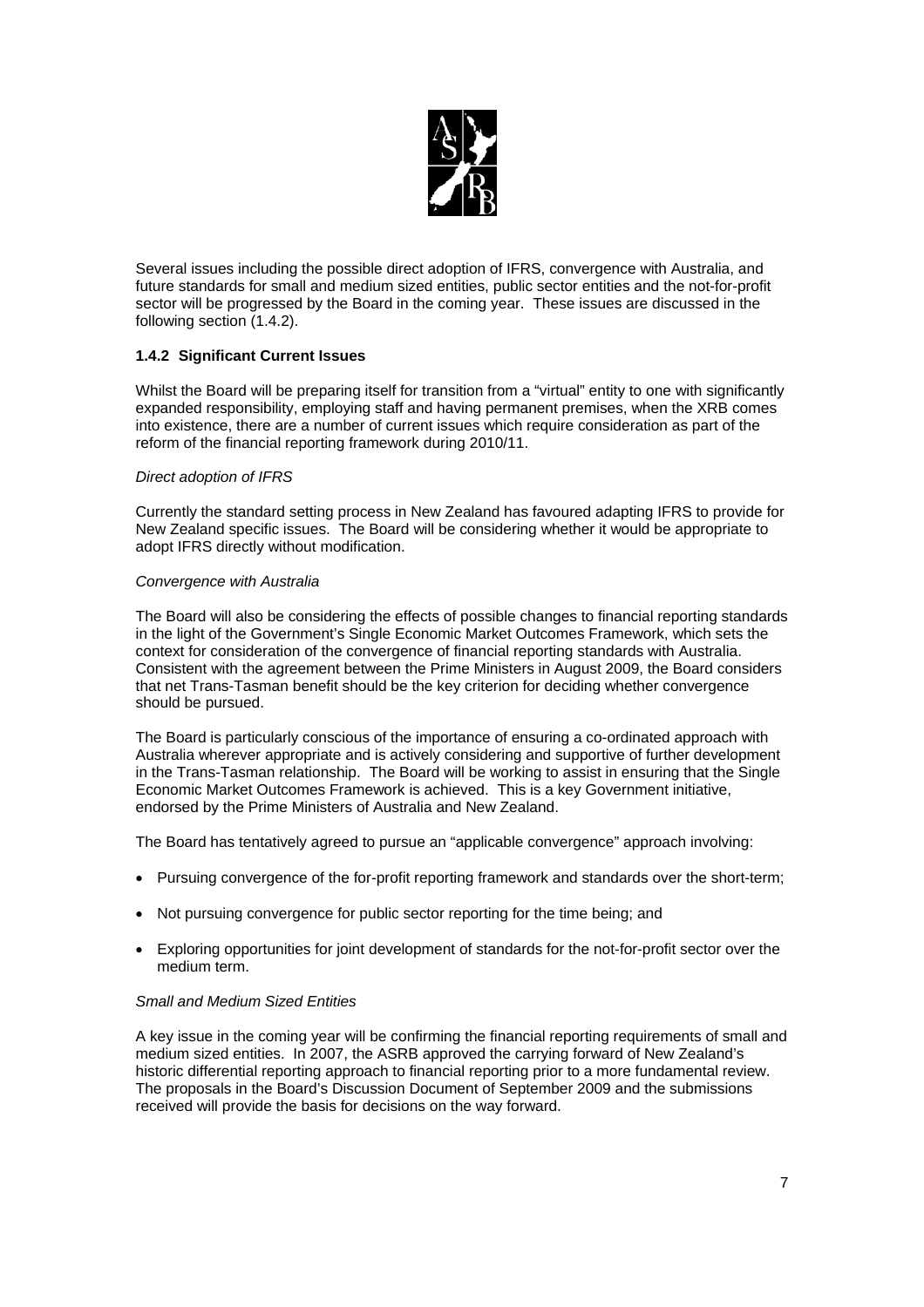Several issues including the possible direct adoption of IFRS, convergence with Australia, and future standards for small and medium sized entities, public sector entities and the not-for-profit sector will be progressed by the Board in the coming year. These issues are discussed in the following section (1.4.2).

### 1.4.2 Significant Current Issues

Whilst the Board will be preparing itself for transition from a "virtual" entity to one with significantly expanded responsibility, employing staff and having permanent premises, when the XRB comes into existence, there are a number of current issues which require consideration as part of the reform of the financial reporting framework during 2010/11.

*Direct adoption of IFRS*

Currently the standard setting process in New Zealand has favoured adapting IFRS to provide for New Zealand specific issues. The Board will be considering whether it would be appropriate to adopt IFRS directly without modification.

*Convergence with Australia*

The Board will also be considering the effects of possible changes to financial reporting standards in the light of the Government's Single Economic Market Outcomes Framework, which sets the context for consideration of the convergence of financial reporting standards with Australia. Consistent with the agreement between the Prime Ministers in August 2009, the Board considers that net Trans-Tasman benefit should be the key criterion for deciding whether convergence should be pursued.

The Board is particularly conscious of the importance of ensuring a co-ordinated approach with Australia wherever appropriate and is actively considering and supportive of further development in the Trans-Tasman relationship. The Board will be working to assist in ensuring that the Single Economic Market Outcomes Framework is achieved. This is a key Government initiative, endorsed by the Prime Ministers of Australia and New Zealand.

The Board has tentatively agreed to pursue an "applicable convergence" approach involving:

- Pursuing convergence of the for-profit reporting framework and standards over the short-term;
- Not pursuing convergence for public sector reporting for the time being; and
- Exploring opportunities for joint development of standards for the not-for-profit sector over the medium term.

*Small and Medium Sized Entities*

A key issue in the coming year will be confirming the financial reporting requirements of small and medium sized entities. In 2007, the ASRB approved the carrying forward of New Zealand's historic differential reporting approach to financial reporting prior to a more fundamental review. The proposals in the Board's Discussion Document of September 2009 and the submissions received will provide the basis for decisions on the way forward.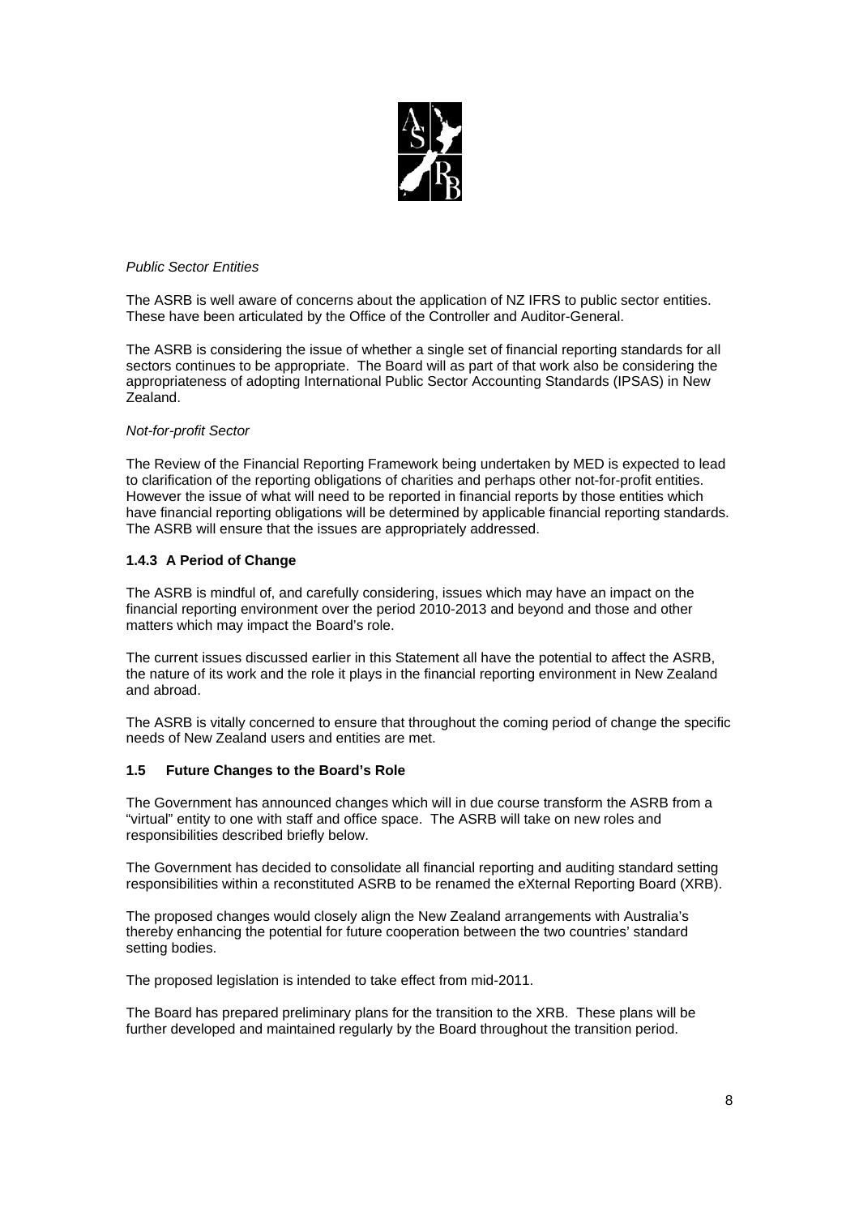*Public Sector Entities*

The ASRB is well aware of concerns about the application of NZ IFRS to public sector entities. These have been articulated by the Office of the Controller and Auditor-General.

The ASRB is considering the issue of whether a single set of financial reporting standards for all sectors continues to be appropriate. The Board will as part of that work also be considering the appropriateness of adopting International Public Sector Accounting Standards (IPSAS) in New Zealand.

*Not-for-profit Sector*

The Review of the Financial Reporting Framework being undertaken by MED is expected to lead to clarification of the reporting obligations of charities and perhaps other not-for-profit entities. However the issue of what will need to be reported in financial reports by those entities which have financial reporting obligations will be determined by applicable financial reporting standards. The ASRB will ensure that the issues are appropriately addressed.

### 1.4.3 A Period of Change

The ASRB is mindful of, and carefully considering, issues which may have an impact on the financial reporting environment over the period 2010-2013 and beyond and those and other matters which may impact the Board's role.

The current issues discussed earlier in this Statement all have the potential to affect the ASRB, the nature of its work and the role it plays in the financial reporting environment in New Zealand and abroad.

The ASRB is vitally concerned to ensure that throughout the coming period of change the specific needs of New Zealand users and entities are met.

## 1.5 Future Changes to the Board's Role

The Government has announced changes which will in due course transform the ASRB from a "virtual" entity to one with staff and office space. The ASRB will take on new roles and responsibilities described briefly below.

The Government has decided to consolidate all financial reporting and auditing standard setting responsibilities within a reconstituted ASRB to be renamed the eXternal Reporting Board (XRB).

The proposed changes would closely align the New Zealand arrangements with Australia's thereby enhancing the potential for future cooperation between the two countries' standard setting bodies.

The proposed legislation is intended to take effect from mid-2011.

The Board has prepared preliminary plans for the transition to the XRB. These plans will be further developed and maintained regularly by the Board throughout the transition period.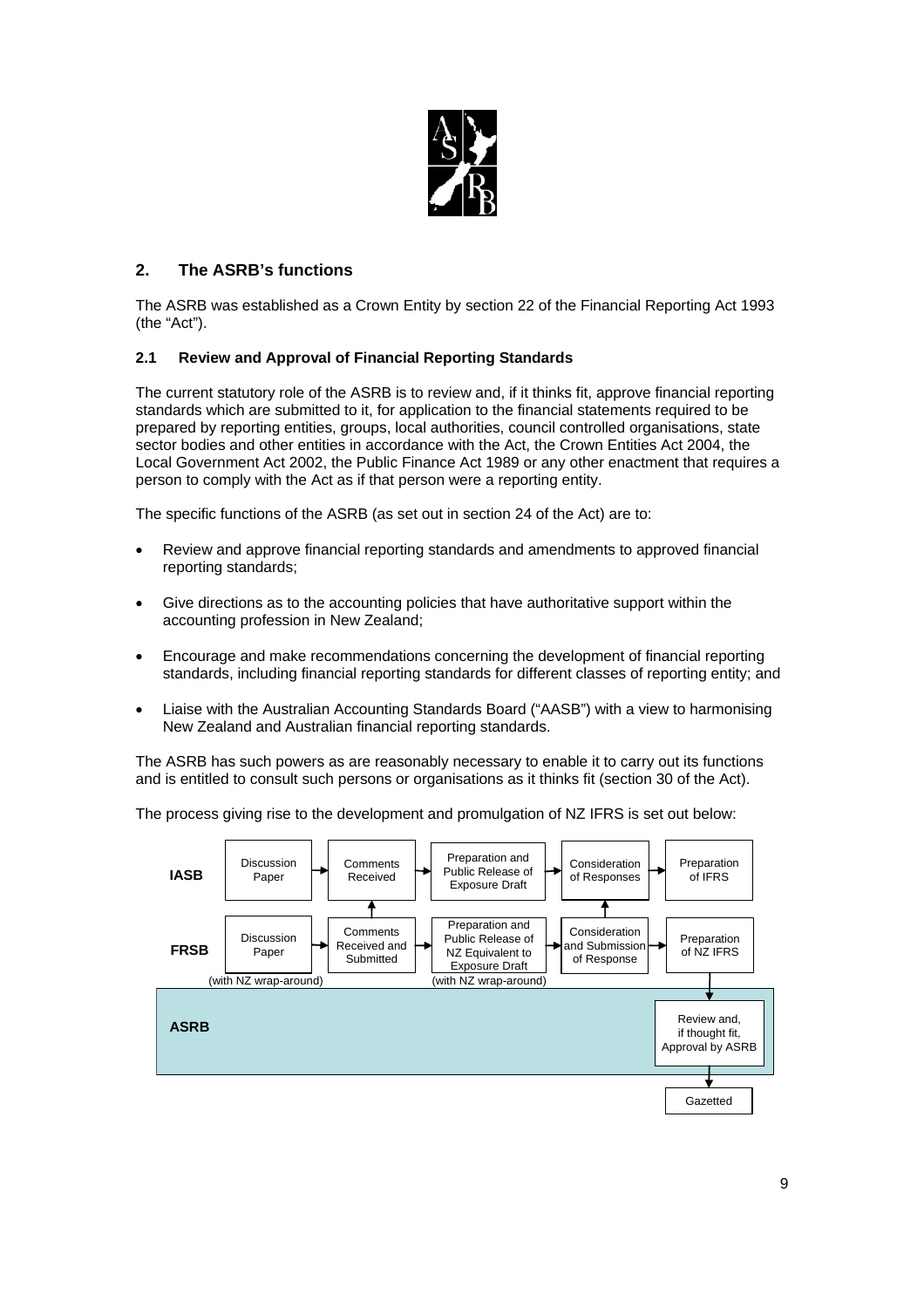## 2. The ASRB's functions

The ASRB was established as a Crown Entity by section 22 of the Financial Reporting Act 1993 (the "Act").

### 2.1 Review and Approval of Financial Reporting Standards

The current statutory role of the ASRB is to review and, if it thinks fit, approve financial reporting standards which are submitted to it, for application to the financial statements required to be prepared by reporting entities, groups, local authorities, council controlled organisations, state sector bodies and other entities in accordance with the Act, the Crown Entities Act 2004, the Local Government Act 2002, the Public Finance Act 1989 or any other enactment that requires a person to comply with the Act as if that person were a reporting entity.

The specific functions of the ASRB (as set out in section 24 of the Act) are to:

- Review and approve financial reporting standards and amendments to approved financial reporting standards;
- Give directions as to the accounting policies that have authoritative support within the accounting profession in New Zealand;
- Encourage and make recommendations concerning the development of financial reporting standards, including financial reporting standards for different classes of reporting entity; and
- Liaise with the Australian Accounting Standards Board ("AASB") with a view to harmonising New Zealand and Australian financial reporting standards.

The ASRB has such powers as are reasonably necessary to enable it to carry out its functions and is entitled to consult such persons or organisations as it thinks fit (section 30 of the Act).

The process giving rise to the development and promulgation of NZ IFRS is set out below:

**IASB:** Discussion Paper → Comments Received → Preparation and Public Release of Exposure Draft → Consideration of Responses → Preparation of IFRS

**FRSB:** Discussion Paper (with NZ wrap-around) → Comments Received and Submitted → Preparation and Public Release of NZ Equivalent to Exposure Draft (with NZ wrap-around) → Consideration and Submission of Response → Preparation of NZ IFRS

**ASRB:** Review and, if thought fit, Approval by ASRB → Gazetted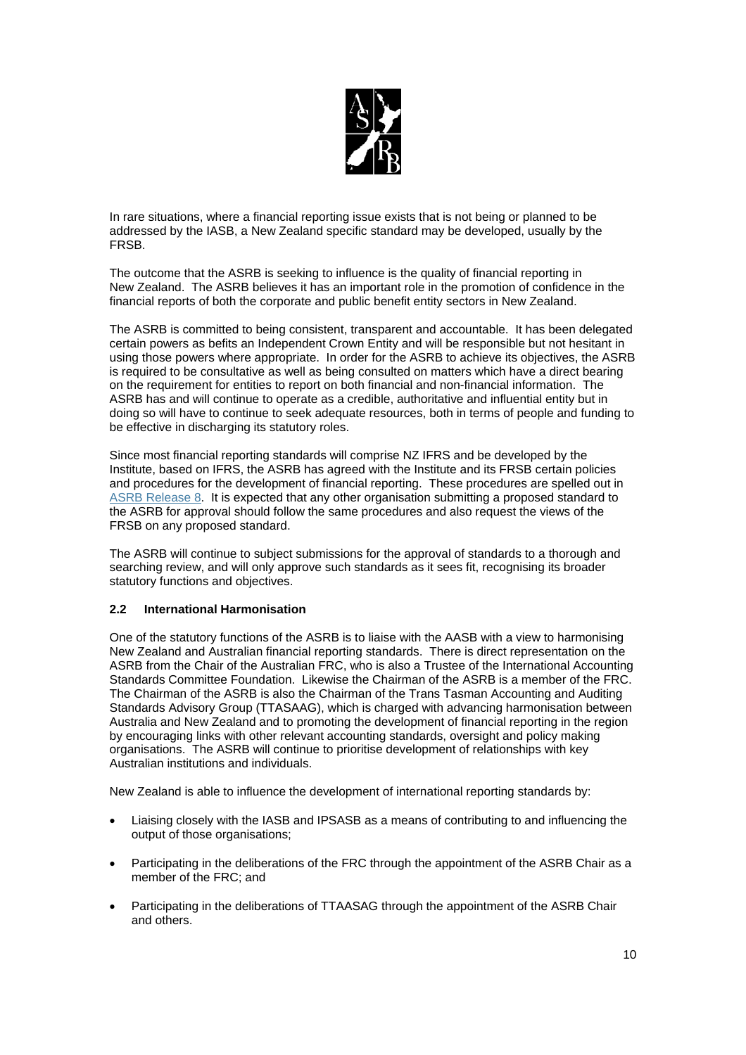In rare situations, where a financial reporting issue exists that is not being or planned to be addressed by the IASB, a New Zealand specific standard may be developed, usually by the FRSB.

The outcome that the ASRB is seeking to influence is the quality of financial reporting in New Zealand. The ASRB believes it has an important role in the promotion of confidence in the financial reports of both the corporate and public benefit entity sectors in New Zealand.

The ASRB is committed to being consistent, transparent and accountable. It has been delegated certain powers as befits an Independent Crown Entity and will be responsible but not hesitant in using those powers where appropriate. In order for the ASRB to achieve its objectives, the ASRB is required to be consultative as well as being consulted on matters which have a direct bearing on the requirement for entities to report on both financial and non-financial information. The ASRB has and will continue to operate as a credible, authoritative and influential entity but in doing so will have to continue to seek adequate resources, both in terms of people and funding to be effective in discharging its statutory roles.

Since most financial reporting standards will comprise NZ IFRS and be developed by the Institute, based on IFRS, the ASRB has agreed with the Institute and its FRSB certain policies and procedures for the development of financial reporting. These procedures are spelled out in ASRB Release 8. It is expected that any other organisation submitting a proposed standard to the ASRB for approval should follow the same procedures and also request the views of the FRSB on any proposed standard.

The ASRB will continue to subject submissions for the approval of standards to a thorough and searching review, and will only approve such standards as it sees fit, recognising its broader statutory functions and objectives.

### 2.2 International Harmonisation

One of the statutory functions of the ASRB is to liaise with the AASB with a view to harmonising New Zealand and Australian financial reporting standards. There is direct representation on the ASRB from the Chair of the Australian FRC, who is also a Trustee of the International Accounting Standards Committee Foundation. Likewise the Chairman of the ASRB is a member of the FRC. The Chairman of the ASRB is also the Chairman of the Trans Tasman Accounting and Auditing Standards Advisory Group (TTASAAG), which is charged with advancing harmonisation between Australia and New Zealand and to promoting the development of financial reporting in the region by encouraging links with other relevant accounting standards, oversight and policy making organisations. The ASRB will continue to prioritise development of relationships with key Australian institutions and individuals.

New Zealand is able to influence the development of international reporting standards by:

- Liaising closely with the IASB and IPSASB as a means of contributing to and influencing the output of those organisations;
- Participating in the deliberations of the FRC through the appointment of the ASRB Chair as a member of the FRC; and
- Participating in the deliberations of TTAASAG through the appointment of the ASRB Chair and others.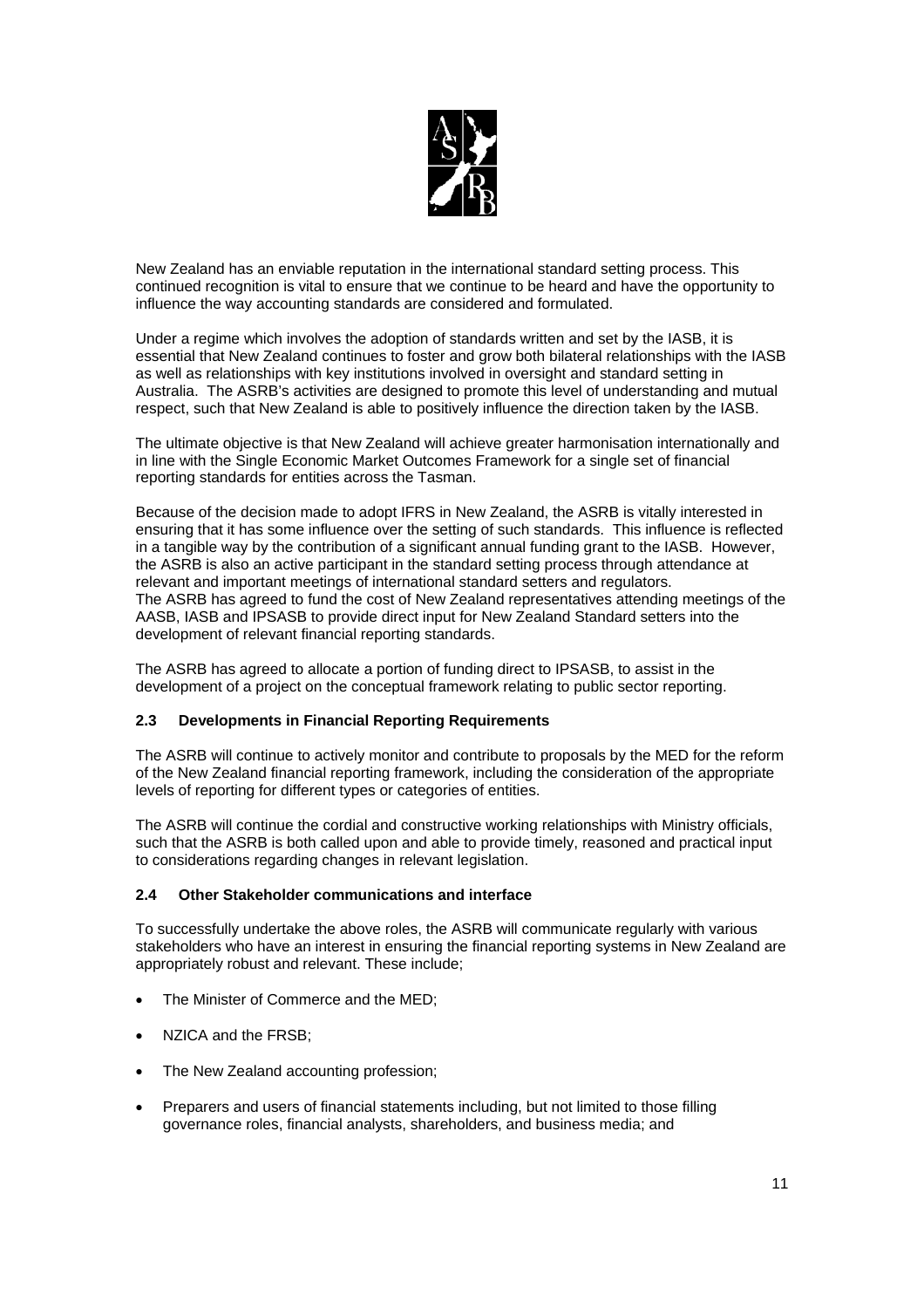New Zealand has an enviable reputation in the international standard setting process. This continued recognition is vital to ensure that we continue to be heard and have the opportunity to influence the way accounting standards are considered and formulated.

Under a regime which involves the adoption of standards written and set by the IASB, it is essential that New Zealand continues to foster and grow both bilateral relationships with the IASB as well as relationships with key institutions involved in oversight and standard setting in Australia. The ASRB's activities are designed to promote this level of understanding and mutual respect, such that New Zealand is able to positively influence the direction taken by the IASB.

The ultimate objective is that New Zealand will achieve greater harmonisation internationally and in line with the Single Economic Market Outcomes Framework for a single set of financial reporting standards for entities across the Tasman.

Because of the decision made to adopt IFRS in New Zealand, the ASRB is vitally interested in ensuring that it has some influence over the setting of such standards. This influence is reflected in a tangible way by the contribution of a significant annual funding grant to the IASB. However, the ASRB is also an active participant in the standard setting process through attendance at relevant and important meetings of international standard setters and regulators.
The ASRB has agreed to fund the cost of New Zealand representatives attending meetings of the AASB, IASB and IPSASB to provide direct input for New Zealand Standard setters into the development of relevant financial reporting standards.

The ASRB has agreed to allocate a portion of funding direct to IPSASB, to assist in the development of a project on the conceptual framework relating to public sector reporting.

### 2.3 Developments in Financial Reporting Requirements

The ASRB will continue to actively monitor and contribute to proposals by the MED for the reform of the New Zealand financial reporting framework, including the consideration of the appropriate levels of reporting for different types or categories of entities.

The ASRB will continue the cordial and constructive working relationships with Ministry officials, such that the ASRB is both called upon and able to provide timely, reasoned and practical input to considerations regarding changes in relevant legislation.

### 2.4 Other Stakeholder communications and interface

To successfully undertake the above roles, the ASRB will communicate regularly with various stakeholders who have an interest in ensuring the financial reporting systems in New Zealand are appropriately robust and relevant. These include;

- The Minister of Commerce and the MED;
- NZICA and the FRSB;
- The New Zealand accounting profession;
- Preparers and users of financial statements including, but not limited to those filling governance roles, financial analysts, shareholders, and business media; and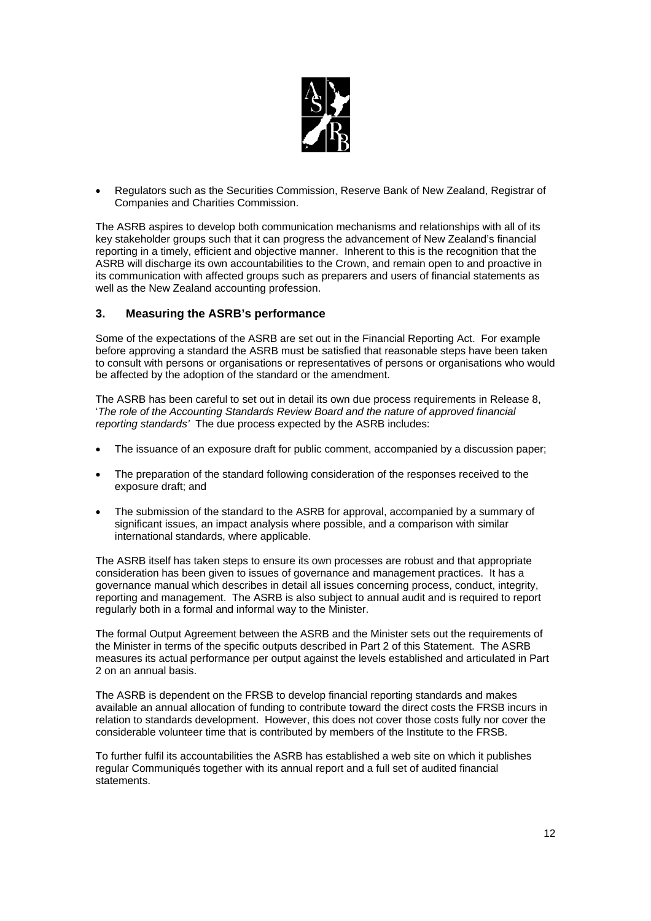- Regulators such as the Securities Commission, Reserve Bank of New Zealand, Registrar of Companies and Charities Commission.

The ASRB aspires to develop both communication mechanisms and relationships with all of its key stakeholder groups such that it can progress the advancement of New Zealand's financial reporting in a timely, efficient and objective manner. Inherent to this is the recognition that the ASRB will discharge its own accountabilities to the Crown, and remain open to and proactive in its communication with affected groups such as preparers and users of financial statements as well as the New Zealand accounting profession.

## 3. Measuring the ASRB's performance

Some of the expectations of the ASRB are set out in the Financial Reporting Act. For example before approving a standard the ASRB must be satisfied that reasonable steps have been taken to consult with persons or organisations or representatives of persons or organisations who would be affected by the adoption of the standard or the amendment.

The ASRB has been careful to set out in detail its own due process requirements in Release 8, '*The role of the Accounting Standards Review Board and the nature of approved financial reporting standards'* The due process expected by the ASRB includes:

- The issuance of an exposure draft for public comment, accompanied by a discussion paper;
- The preparation of the standard following consideration of the responses received to the exposure draft; and
- The submission of the standard to the ASRB for approval, accompanied by a summary of significant issues, an impact analysis where possible, and a comparison with similar international standards, where applicable.

The ASRB itself has taken steps to ensure its own processes are robust and that appropriate consideration has been given to issues of governance and management practices. It has a governance manual which describes in detail all issues concerning process, conduct, integrity, reporting and management. The ASRB is also subject to annual audit and is required to report regularly both in a formal and informal way to the Minister.

The formal Output Agreement between the ASRB and the Minister sets out the requirements of the Minister in terms of the specific outputs described in Part 2 of this Statement. The ASRB measures its actual performance per output against the levels established and articulated in Part 2 on an annual basis.

The ASRB is dependent on the FRSB to develop financial reporting standards and makes available an annual allocation of funding to contribute toward the direct costs the FRSB incurs in relation to standards development. However, this does not cover those costs fully nor cover the considerable volunteer time that is contributed by members of the Institute to the FRSB.

To further fulfil its accountabilities the ASRB has established a web site on which it publishes regular Communiqués together with its annual report and a full set of audited financial statements.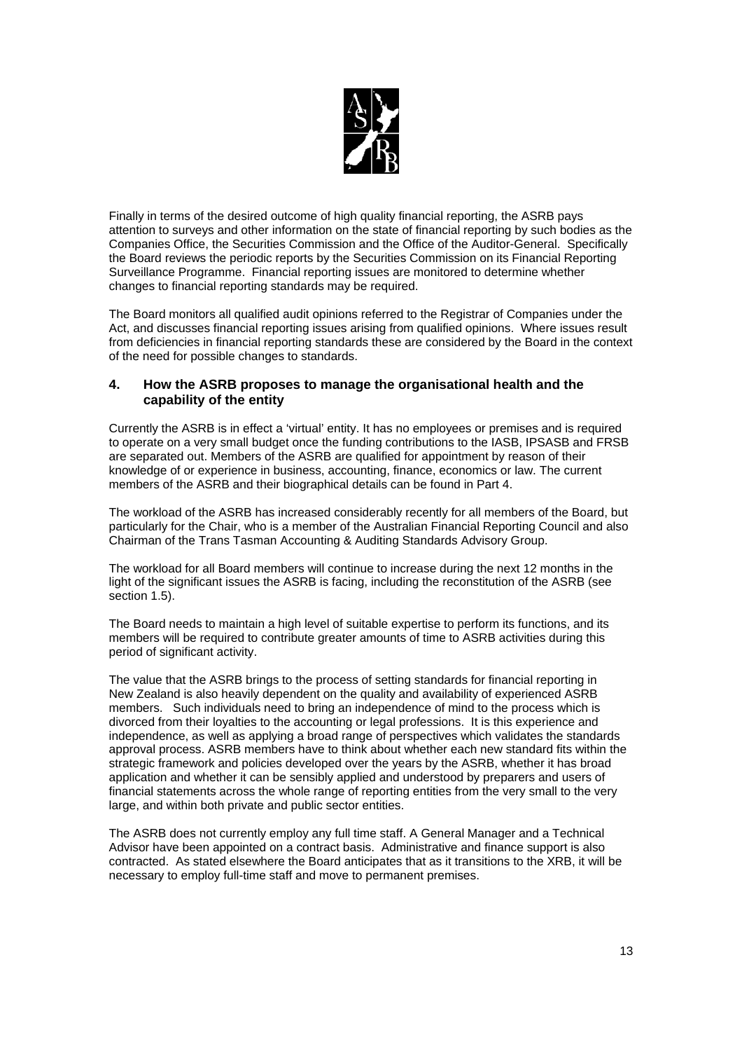Finally in terms of the desired outcome of high quality financial reporting, the ASRB pays attention to surveys and other information on the state of financial reporting by such bodies as the Companies Office, the Securities Commission and the Office of the Auditor-General. Specifically the Board reviews the periodic reports by the Securities Commission on its Financial Reporting Surveillance Programme. Financial reporting issues are monitored to determine whether changes to financial reporting standards may be required.

The Board monitors all qualified audit opinions referred to the Registrar of Companies under the Act, and discusses financial reporting issues arising from qualified opinions. Where issues result from deficiencies in financial reporting standards these are considered by the Board in the context of the need for possible changes to standards.

## 4. How the ASRB proposes to manage the organisational health and the capability of the entity

Currently the ASRB is in effect a 'virtual' entity. It has no employees or premises and is required to operate on a very small budget once the funding contributions to the IASB, IPSASB and FRSB are separated out. Members of the ASRB are qualified for appointment by reason of their knowledge of or experience in business, accounting, finance, economics or law. The current members of the ASRB and their biographical details can be found in Part 4.

The workload of the ASRB has increased considerably recently for all members of the Board, but particularly for the Chair, who is a member of the Australian Financial Reporting Council and also Chairman of the Trans Tasman Accounting & Auditing Standards Advisory Group.

The workload for all Board members will continue to increase during the next 12 months in the light of the significant issues the ASRB is facing, including the reconstitution of the ASRB (see section 1.5).

The Board needs to maintain a high level of suitable expertise to perform its functions, and its members will be required to contribute greater amounts of time to ASRB activities during this period of significant activity.

The value that the ASRB brings to the process of setting standards for financial reporting in New Zealand is also heavily dependent on the quality and availability of experienced ASRB members. Such individuals need to bring an independence of mind to the process which is divorced from their loyalties to the accounting or legal professions. It is this experience and independence, as well as applying a broad range of perspectives which validates the standards approval process. ASRB members have to think about whether each new standard fits within the strategic framework and policies developed over the years by the ASRB, whether it has broad application and whether it can be sensibly applied and understood by preparers and users of financial statements across the whole range of reporting entities from the very small to the very large, and within both private and public sector entities.

The ASRB does not currently employ any full time staff. A General Manager and a Technical Advisor have been appointed on a contract basis. Administrative and finance support is also contracted. As stated elsewhere the Board anticipates that as it transitions to the XRB, it will be necessary to employ full-time staff and move to permanent premises.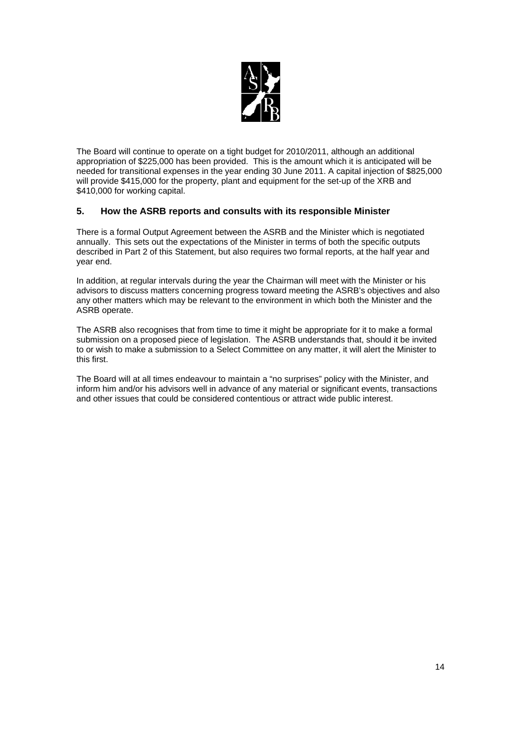The Board will continue to operate on a tight budget for 2010/2011, although an additional appropriation of $225,000 has been provided. This is the amount which it is anticipated will be needed for transitional expenses in the year ending 30 June 2011. A capital injection of $825,000 will provide $415,000 for the property, plant and equipment for the set-up of the XRB and $410,000 for working capital.

## 5. How the ASRB reports and consults with its responsible Minister

There is a formal Output Agreement between the ASRB and the Minister which is negotiated annually. This sets out the expectations of the Minister in terms of both the specific outputs described in Part 2 of this Statement, but also requires two formal reports, at the half year and year end.

In addition, at regular intervals during the year the Chairman will meet with the Minister or his advisors to discuss matters concerning progress toward meeting the ASRB's objectives and also any other matters which may be relevant to the environment in which both the Minister and the ASRB operate.

The ASRB also recognises that from time to time it might be appropriate for it to make a formal submission on a proposed piece of legislation. The ASRB understands that, should it be invited to or wish to make a submission to a Select Committee on any matter, it will alert the Minister to this first.

The Board will at all times endeavour to maintain a "no surprises" policy with the Minister, and inform him and/or his advisors well in advance of any material or significant events, transactions and other issues that could be considered contentious or attract wide public interest.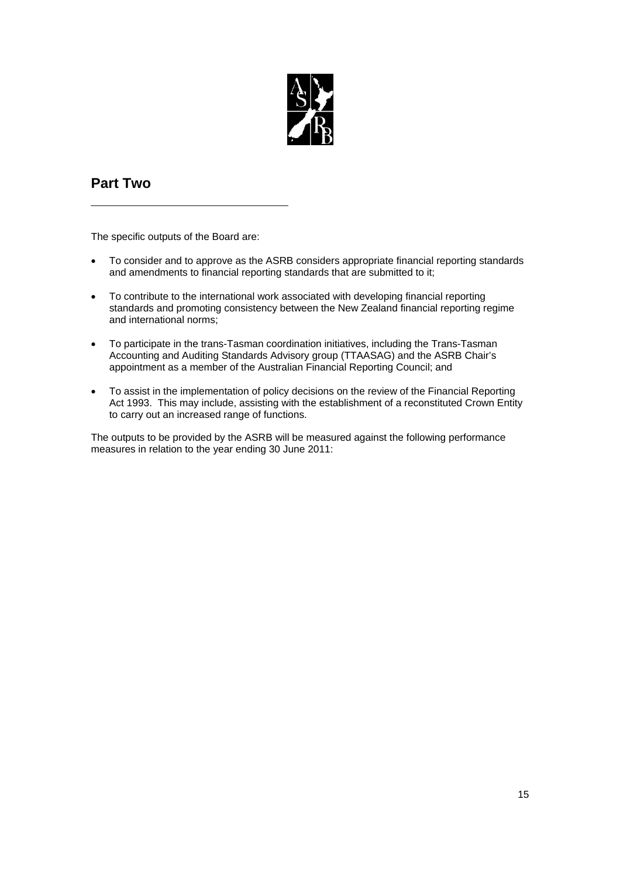## Part Two

The specific outputs of the Board are:

- To consider and to approve as the ASRB considers appropriate financial reporting standards and amendments to financial reporting standards that are submitted to it;
- To contribute to the international work associated with developing financial reporting standards and promoting consistency between the New Zealand financial reporting regime and international norms;
- To participate in the trans-Tasman coordination initiatives, including the Trans-Tasman Accounting and Auditing Standards Advisory group (TTAASAG) and the ASRB Chair's appointment as a member of the Australian Financial Reporting Council; and
- To assist in the implementation of policy decisions on the review of the Financial Reporting Act 1993. This may include, assisting with the establishment of a reconstituted Crown Entity to carry out an increased range of functions.

The outputs to be provided by the ASRB will be measured against the following performance measures in relation to the year ending 30 June 2011: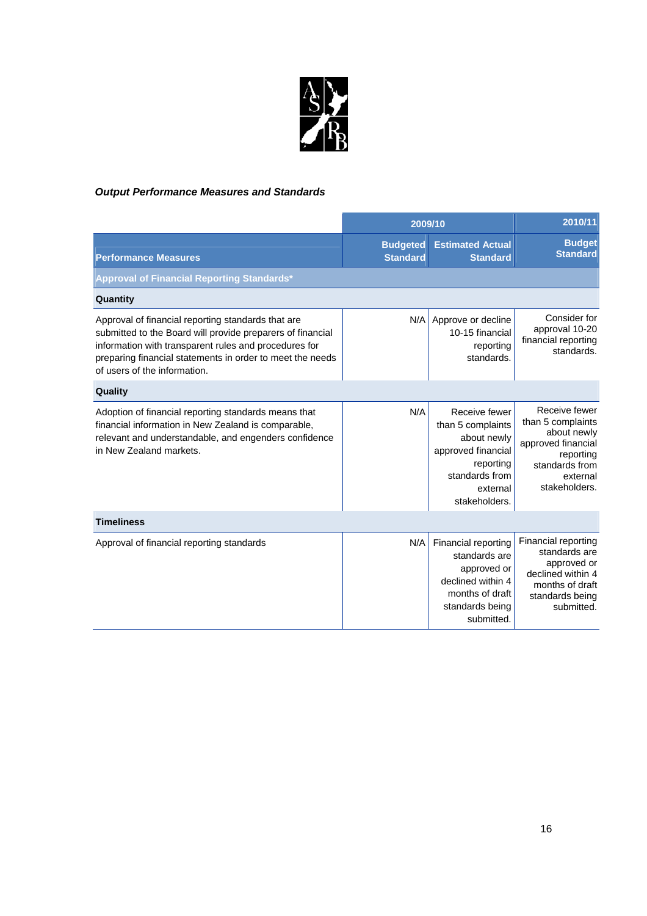***Output Performance Measures and Standards***

| Performance Measures | 2009/10 Budgeted Standard | 2009/10 Estimated Actual Standard | 2010/11 Budget Standard |
|---|---|---|---|
| **Approval of Financial Reporting Standards*** | | | |
| **Quantity** | | | |
| Approval of financial reporting standards that are submitted to the Board will provide preparers of financial information with transparent rules and procedures for preparing financial statements in order to meet the needs of users of the information. | N/A | Approve or decline 10-15 financial reporting standards. | Consider for approval 10-20 financial reporting standards. |
| **Quality** | | | |
| Adoption of financial reporting standards means that financial information in New Zealand is comparable, relevant and understandable, and engenders confidence in New Zealand markets. | N/A | Receive fewer than 5 complaints about newly approved financial reporting standards from external stakeholders. | Receive fewer than 5 complaints about newly approved financial reporting standards from external stakeholders. |
| **Timeliness** | | | |
| Approval of financial reporting standards | N/A | Financial reporting standards are approved or declined within 4 months of draft standards being submitted. | Financial reporting standards are approved or declined within 4 months of draft standards being submitted. |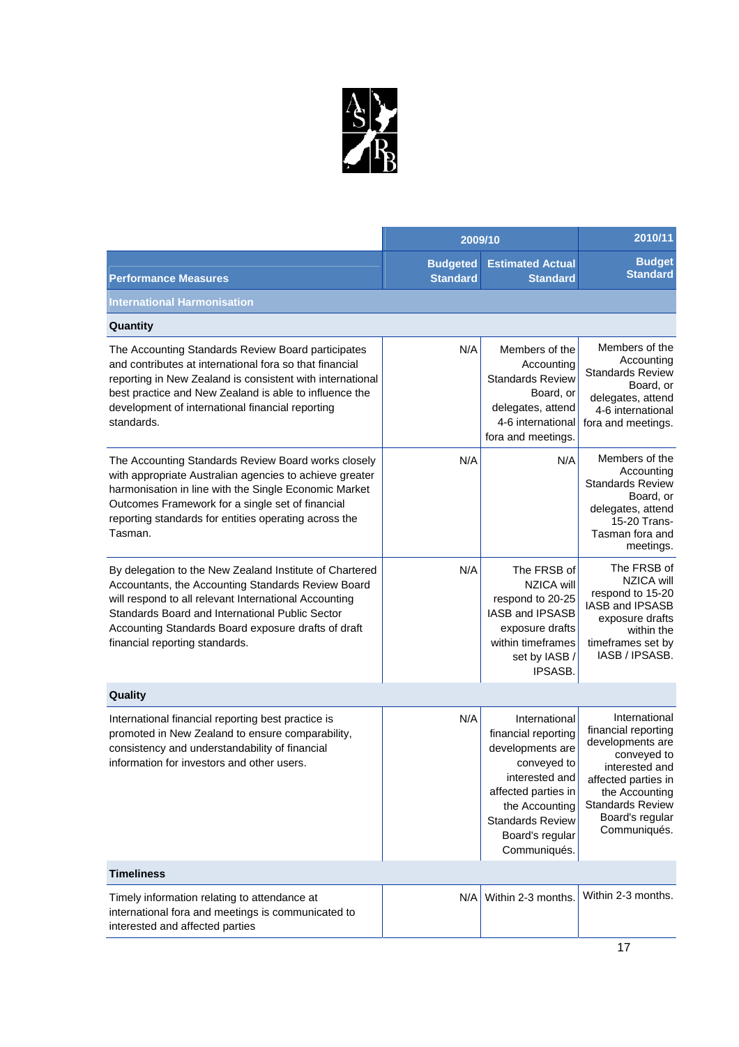| Performance Measures | 2009/10 Budgeted Standard | 2009/10 Estimated Actual Standard | 2010/11 Budget Standard |
|---|---|---|---|
| **International Harmonisation** | | | |
| **Quantity** | | | |
| The Accounting Standards Review Board participates and contributes at international fora so that financial reporting in New Zealand is consistent with international best practice and New Zealand is able to influence the development of international financial reporting standards. | N/A | Members of the Accounting Standards Review Board, or delegates, attend 4-6 international fora and meetings. | Members of the Accounting Standards Review Board, or delegates, attend 4-6 international fora and meetings. |
| The Accounting Standards Review Board works closely with appropriate Australian agencies to achieve greater harmonisation in line with the Single Economic Market Outcomes Framework for a single set of financial reporting standards for entities operating across the Tasman. | N/A | N/A | Members of the Accounting Standards Review Board, or delegates, attend 15-20 Trans-Tasman fora and meetings. |
| By delegation to the New Zealand Institute of Chartered Accountants, the Accounting Standards Review Board will respond to all relevant International Accounting Standards Board and International Public Sector Accounting Standards Board exposure drafts of draft financial reporting standards. | N/A | The FRSB of NZICA will respond to 20-25 IASB and IPSASB exposure drafts within timeframes set by IASB / IPSASB. | The FRSB of NZICA will respond to 15-20 IASB and IPSASB exposure drafts within the timeframes set by IASB / IPSASB. |
| **Quality** | | | |
| International financial reporting best practice is promoted in New Zealand to ensure comparability, consistency and understandability of financial information for investors and other users. | N/A | International financial reporting developments are conveyed to interested and affected parties in the Accounting Standards Review Board's regular Communiqués. | International financial reporting developments are conveyed to interested and affected parties in the Accounting Standards Review Board's regular Communiqués. |
| **Timeliness** | | | |
| Timely information relating to attendance at international fora and meetings is communicated to interested and affected parties | N/A | Within 2-3 months. | Within 2-3 months. |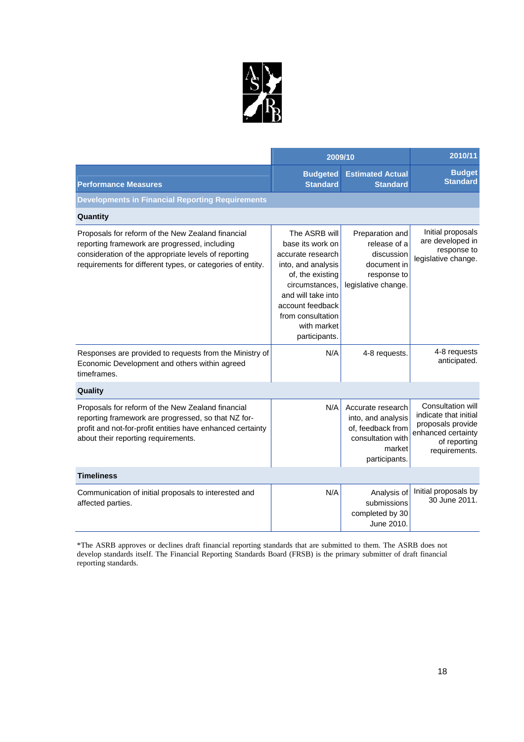| Performance Measures | 2009/10 Budgeted Standard | 2009/10 Estimated Actual Standard | 2010/11 Budget Standard |
|---|---|---|---|
| **Developments in Financial Reporting Requirements** | | | |
| **Quantity** | | | |
| Proposals for reform of the New Zealand financial reporting framework are progressed, including consideration of the appropriate levels of reporting requirements for different types, or categories of entity. | The ASRB will base its work on accurate research into, and analysis of, the existing circumstances, and will take into account feedback from consultation with market participants. | Preparation and release of a discussion document in response to legislative change. | Initial proposals are developed in response to legislative change. |
| Responses are provided to requests from the Ministry of Economic Development and others within agreed timeframes. | N/A | 4-8 requests. | 4-8 requests anticipated. |
| **Quality** | | | |
| Proposals for reform of the New Zealand financial reporting framework are progressed, so that NZ for-profit and not-for-profit entities have enhanced certainty about their reporting requirements. | N/A | Accurate research into, and analysis of, feedback from consultation with market participants. | Consultation will indicate that initial proposals provide enhanced certainty of reporting requirements. |
| **Timeliness** | | | |
| Communication of initial proposals to interested and affected parties. | N/A | Analysis of submissions completed by 30 June 2010. | Initial proposals by 30 June 2011. |

*The ASRB approves or declines draft financial reporting standards that are submitted to them. The ASRB does not develop standards itself. The Financial Reporting Standards Board (FRSB) is the primary submitter of draft financial reporting standards.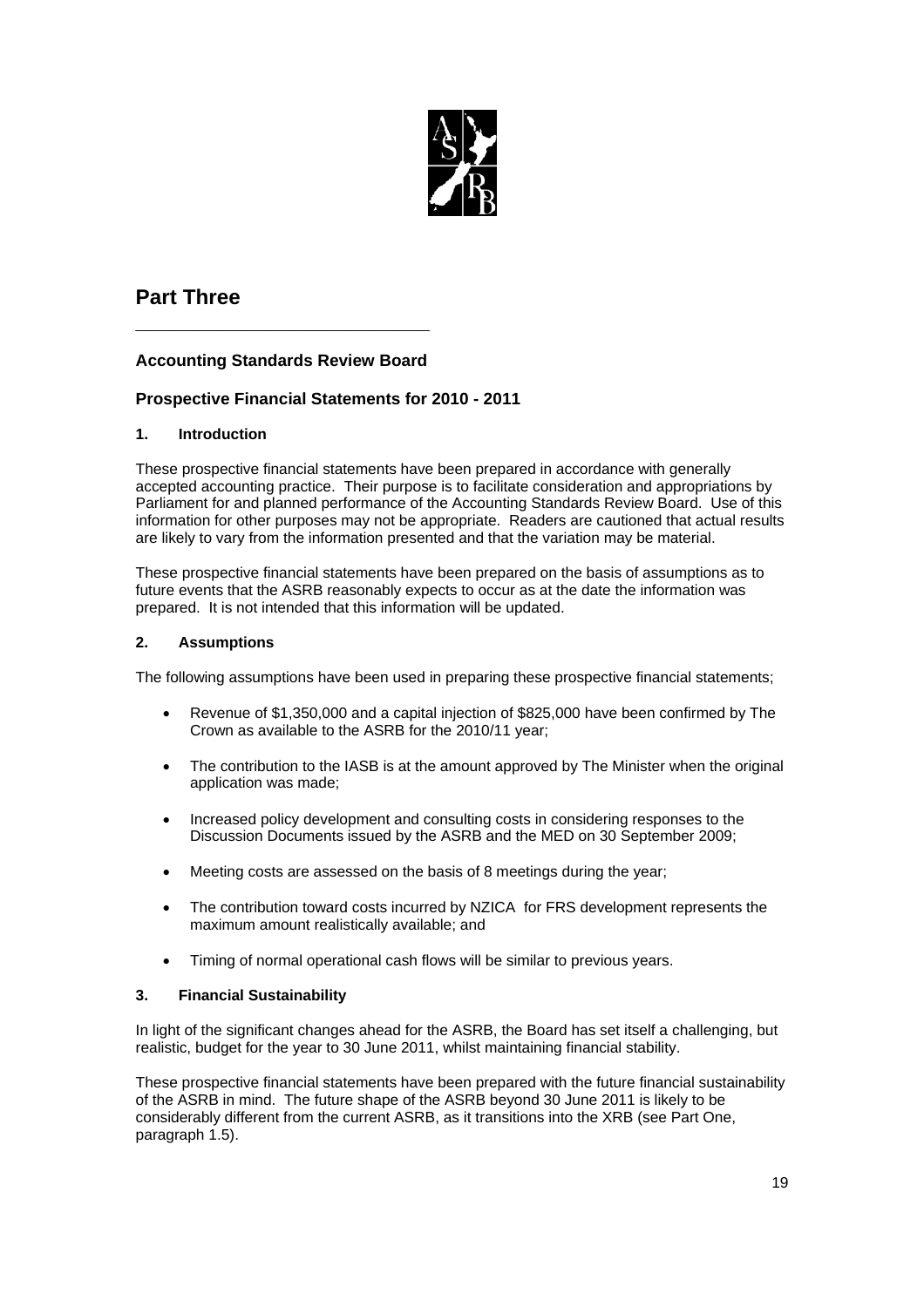# Part Three

## Accounting Standards Review Board

## Prospective Financial Statements for 2010 - 2011

### 1. Introduction

These prospective financial statements have been prepared in accordance with generally accepted accounting practice. Their purpose is to facilitate consideration and appropriations by Parliament for and planned performance of the Accounting Standards Review Board. Use of this information for other purposes may not be appropriate. Readers are cautioned that actual results are likely to vary from the information presented and that the variation may be material.

These prospective financial statements have been prepared on the basis of assumptions as to future events that the ASRB reasonably expects to occur as at the date the information was prepared. It is not intended that this information will be updated.

### 2. Assumptions

The following assumptions have been used in preparing these prospective financial statements;

- Revenue of $1,350,000 and a capital injection of $825,000 have been confirmed by The Crown as available to the ASRB for the 2010/11 year;
- The contribution to the IASB is at the amount approved by The Minister when the original application was made;
- Increased policy development and consulting costs in considering responses to the Discussion Documents issued by the ASRB and the MED on 30 September 2009;
- Meeting costs are assessed on the basis of 8 meetings during the year;
- The contribution toward costs incurred by NZICA for FRS development represents the maximum amount realistically available; and
- Timing of normal operational cash flows will be similar to previous years.

### 3. Financial Sustainability

In light of the significant changes ahead for the ASRB, the Board has set itself a challenging, but realistic, budget for the year to 30 June 2011, whilst maintaining financial stability.

These prospective financial statements have been prepared with the future financial sustainability of the ASRB in mind. The future shape of the ASRB beyond 30 June 2011 is likely to be considerably different from the current ASRB, as it transitions into the XRB (see Part One, paragraph 1.5).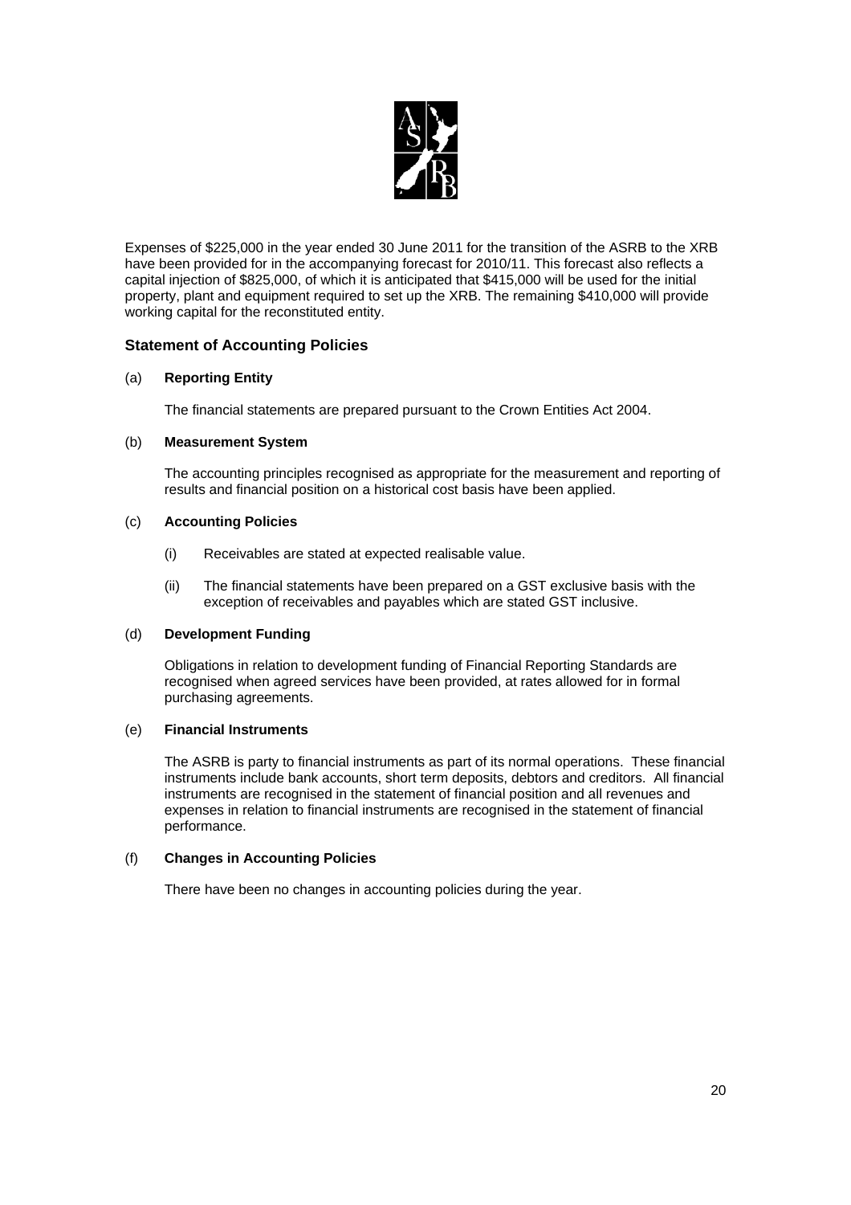Expenses of $225,000 in the year ended 30 June 2011 for the transition of the ASRB to the XRB have been provided for in the accompanying forecast for 2010/11. This forecast also reflects a capital injection of $825,000, of which it is anticipated that $415,000 will be used for the initial property, plant and equipment required to set up the XRB. The remaining $410,000 will provide working capital for the reconstituted entity.

## Statement of Accounting Policies

(a) **Reporting Entity**

The financial statements are prepared pursuant to the Crown Entities Act 2004.

(b) **Measurement System**

The accounting principles recognised as appropriate for the measurement and reporting of results and financial position on a historical cost basis have been applied.

(c) **Accounting Policies**

(i) Receivables are stated at expected realisable value.

(ii) The financial statements have been prepared on a GST exclusive basis with the exception of receivables and payables which are stated GST inclusive.

(d) **Development Funding**

Obligations in relation to development funding of Financial Reporting Standards are recognised when agreed services have been provided, at rates allowed for in formal purchasing agreements.

(e) **Financial Instruments**

The ASRB is party to financial instruments as part of its normal operations. These financial instruments include bank accounts, short term deposits, debtors and creditors. All financial instruments are recognised in the statement of financial position and all revenues and expenses in relation to financial instruments are recognised in the statement of financial performance.

(f) **Changes in Accounting Policies**

There have been no changes in accounting policies during the year.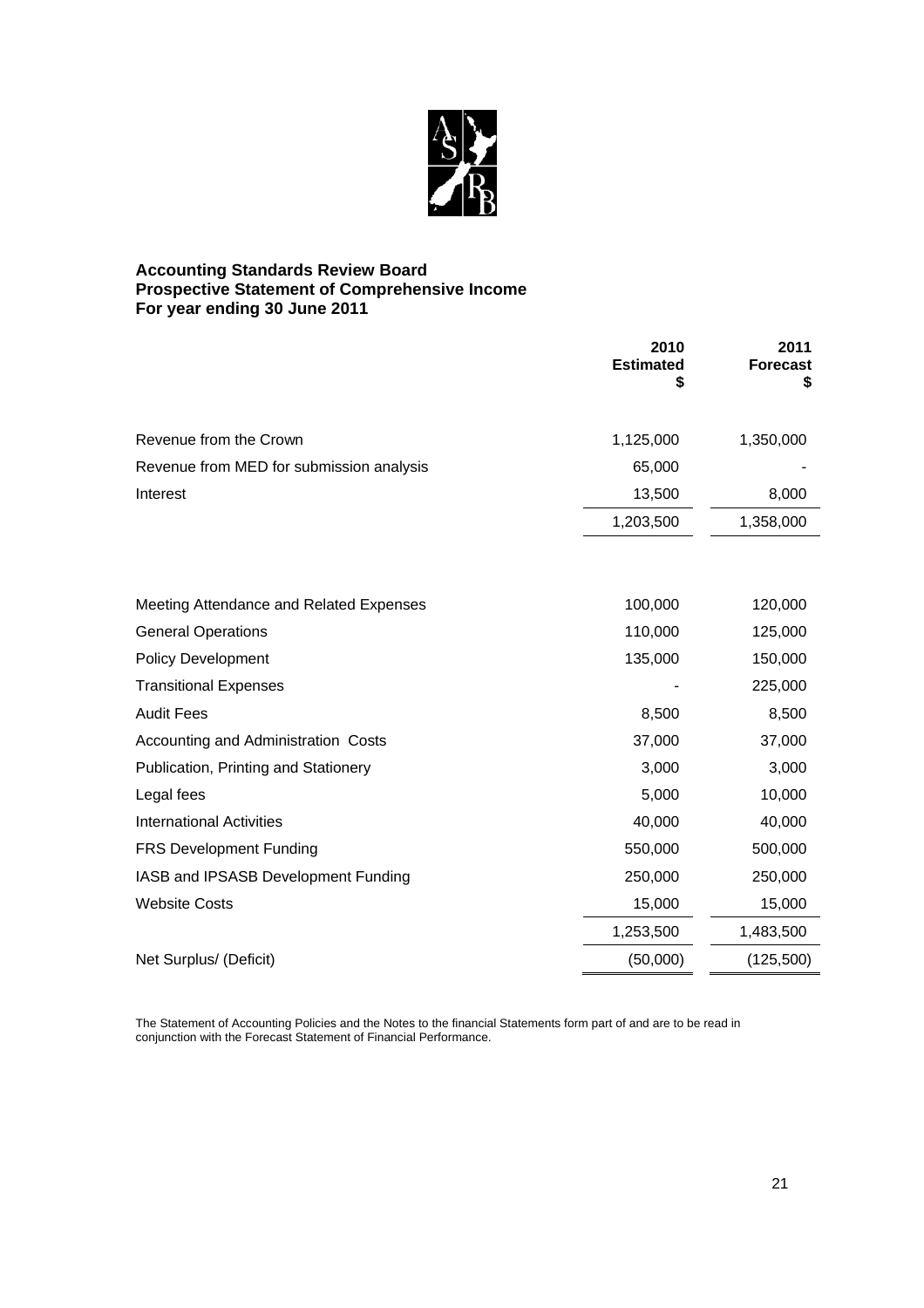**Accounting Standards Review Board**
**Prospective Statement of Comprehensive Income**
**For year ending 30 June 2011**

| | 2010 Estimated $ | 2011 Forecast $ |
|---|---|---|
| Revenue from the Crown | 1,125,000 | 1,350,000 |
| Revenue from MED for submission analysis | 65,000 | - |
| Interest | 13,500 | 8,000 |
| | 1,203,500 | 1,358,000 |
| | | |
| Meeting Attendance and Related Expenses | 100,000 | 120,000 |
| General Operations | 110,000 | 125,000 |
| Policy Development | 135,000 | 150,000 |
| Transitional Expenses | - | 225,000 |
| Audit Fees | 8,500 | 8,500 |
| Accounting and Administration Costs | 37,000 | 37,000 |
| Publication, Printing and Stationery | 3,000 | 3,000 |
| Legal fees | 5,000 | 10,000 |
| International Activities | 40,000 | 40,000 |
| FRS Development Funding | 550,000 | 500,000 |
| IASB and IPSASB Development Funding | 250,000 | 250,000 |
| Website Costs | 15,000 | 15,000 |
| | 1,253,500 | 1,483,500 |
| Net Surplus/ (Deficit) | (50,000) | (125,500) |

The Statement of Accounting Policies and the Notes to the financial Statements form part of and are to be read in conjunction with the Forecast Statement of Financial Performance.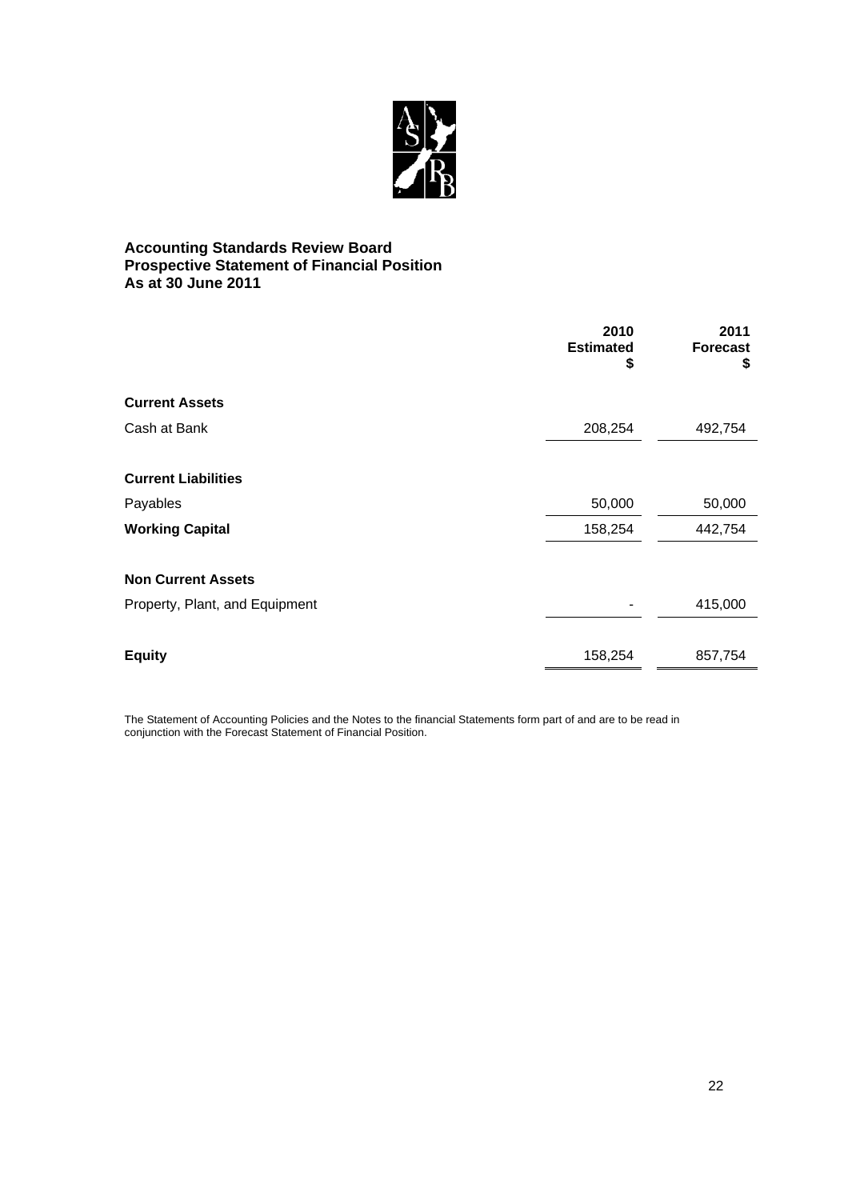**Accounting Standards Review Board**
**Prospective Statement of Financial Position**
**As at 30 June 2011**

| | 2010 Estimated $ | 2011 Forecast $ |
|---|---|---|
| **Current Assets** | | |
| Cash at Bank | 208,254 | 492,754 |
| **Current Liabilities** | | |
| Payables | 50,000 | 50,000 |
| **Working Capital** | 158,254 | 442,754 |
| **Non Current Assets** | | |
| Property, Plant, and Equipment | - | 415,000 |
| **Equity** | 158,254 | 857,754 |

The Statement of Accounting Policies and the Notes to the financial Statements form part of and are to be read in conjunction with the Forecast Statement of Financial Position.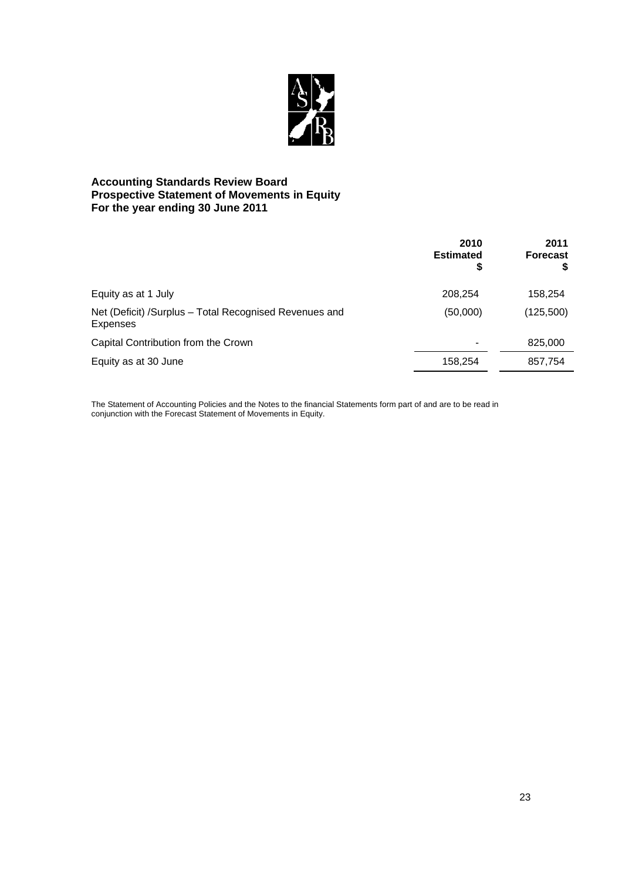**Accounting Standards Review Board**
**Prospective Statement of Movements in Equity**
**For the year ending 30 June 2011**

| | 2010 Estimated $ | 2011 Forecast $ |
|---|---|---|
| Equity as at 1 July | 208,254 | 158,254 |
| Net (Deficit) /Surplus – Total Recognised Revenues and Expenses | (50,000) | (125,500) |
| Capital Contribution from the Crown | - | 825,000 |
| Equity as at 30 June | 158,254 | 857,754 |

The Statement of Accounting Policies and the Notes to the financial Statements form part of and are to be read in conjunction with the Forecast Statement of Movements in Equity.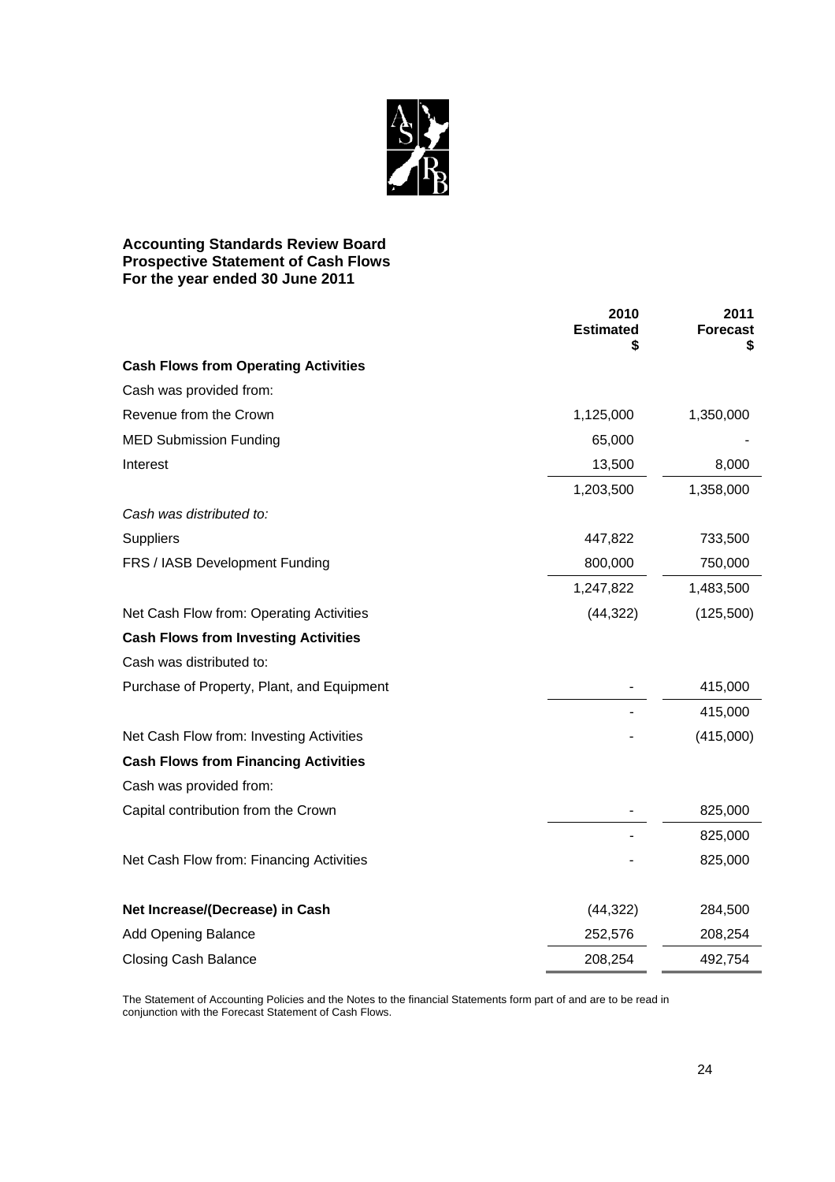**Accounting Standards Review Board**
**Prospective Statement of Cash Flows**
**For the year ended 30 June 2011**

| | 2010 Estimated $ | 2011 Forecast $ |
|---|---|---|
| **Cash Flows from Operating Activities** | | |
| Cash was provided from: | | |
| Revenue from the Crown | 1,125,000 | 1,350,000 |
| MED Submission Funding | 65,000 | - |
| Interest | 13,500 | 8,000 |
| | 1,203,500 | 1,358,000 |
| *Cash was distributed to:* | | |
| Suppliers | 447,822 | 733,500 |
| FRS / IASB Development Funding | 800,000 | 750,000 |
| | 1,247,822 | 1,483,500 |
| Net Cash Flow from: Operating Activities | (44,322) | (125,500) |
| **Cash Flows from Investing Activities** | | |
| Cash was distributed to: | | |
| Purchase of Property, Plant, and Equipment | - | 415,000 |
| | - | 415,000 |
| Net Cash Flow from: Investing Activities | - | (415,000) |
| **Cash Flows from Financing Activities** | | |
| Cash was provided from: | | |
| Capital contribution from the Crown | - | 825,000 |
| | - | 825,000 |
| Net Cash Flow from: Financing Activities | - | 825,000 |
| | | |
| **Net Increase/(Decrease) in Cash** | (44,322) | 284,500 |
| Add Opening Balance | 252,576 | 208,254 |
| Closing Cash Balance | 208,254 | 492,754 |

The Statement of Accounting Policies and the Notes to the financial Statements form part of and are to be read in conjunction with the Forecast Statement of Cash Flows.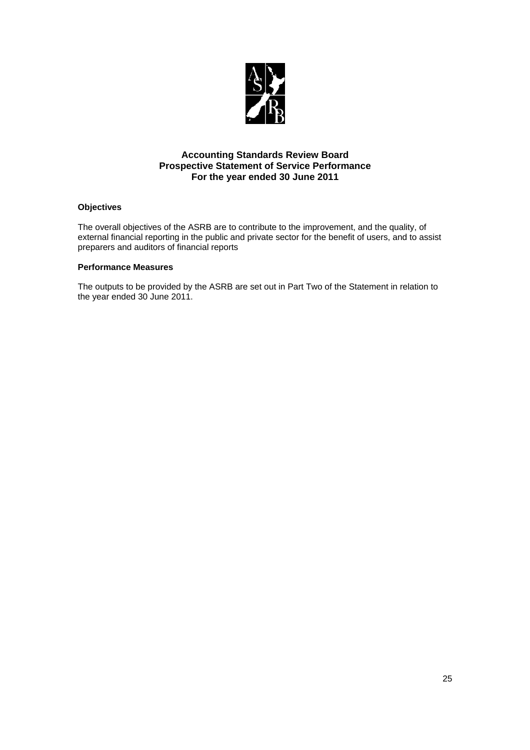# Accounting Standards Review Board
## Prospective Statement of Service Performance
## For the year ended 30 June 2011

**Objectives**

The overall objectives of the ASRB are to contribute to the improvement, and the quality, of external financial reporting in the public and private sector for the benefit of users, and to assist preparers and auditors of financial reports

**Performance Measures**

The outputs to be provided by the ASRB are set out in Part Two of the Statement in relation to the year ended 30 June 2011.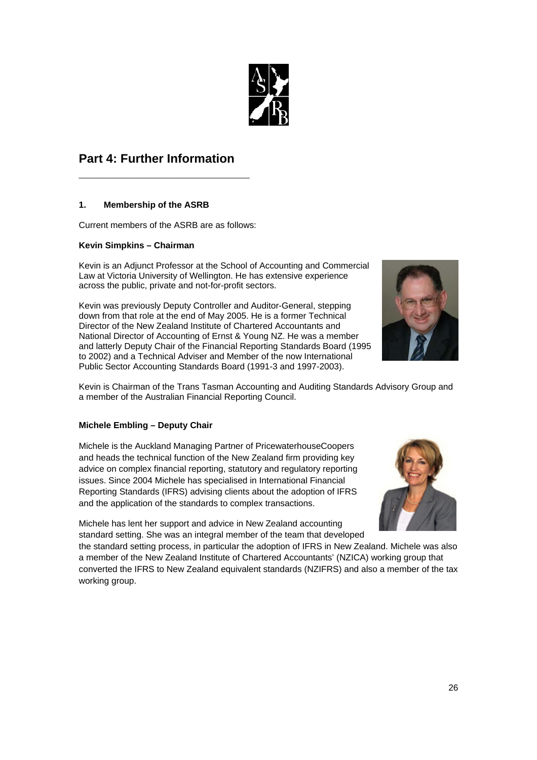# Part 4: Further Information

## 1. Membership of the ASRB

Current members of the ASRB are as follows:

### Kevin Simpkins – Chairman

Kevin is an Adjunct Professor at the School of Accounting and Commercial Law at Victoria University of Wellington. He has extensive experience across the public, private and not-for-profit sectors.

Kevin was previously Deputy Controller and Auditor-General, stepping down from that role at the end of May 2005. He is a former Technical Director of the New Zealand Institute of Chartered Accountants and National Director of Accounting of Ernst & Young NZ. He was a member and latterly Deputy Chair of the Financial Reporting Standards Board (1995 to 2002) and a Technical Adviser and Member of the now International Public Sector Accounting Standards Board (1991-3 and 1997-2003).

Kevin is Chairman of the Trans Tasman Accounting and Auditing Standards Advisory Group and a member of the Australian Financial Reporting Council.

### Michele Embling – Deputy Chair

Michele is the Auckland Managing Partner of PricewaterhouseCoopers and heads the technical function of the New Zealand firm providing key advice on complex financial reporting, statutory and regulatory reporting issues. Since 2004 Michele has specialised in International Financial Reporting Standards (IFRS) advising clients about the adoption of IFRS and the application of the standards to complex transactions.

Michele has lent her support and advice in New Zealand accounting standard setting. She was an integral member of the team that developed the standard setting process, in particular the adoption of IFRS in New Zealand. Michele was also a member of the New Zealand Institute of Chartered Accountants' (NZICA) working group that converted the IFRS to New Zealand equivalent standards (NZIFRS) and also a member of the tax working group.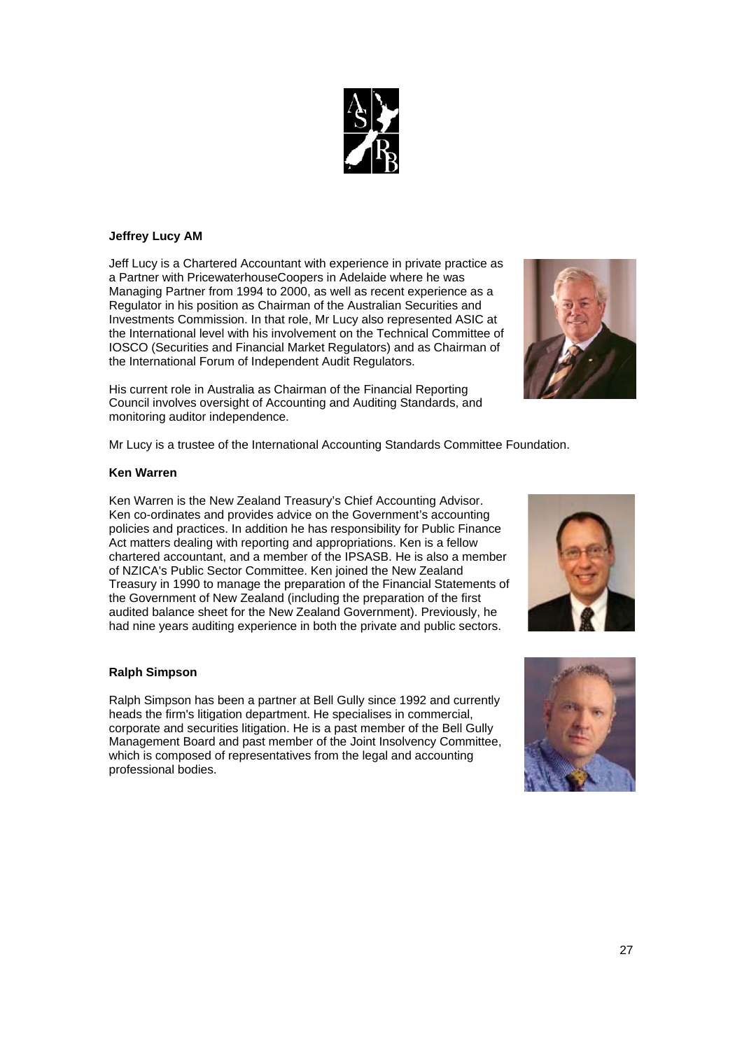**Jeffrey Lucy AM**

Jeff Lucy is a Chartered Accountant with experience in private practice as a Partner with PricewaterhouseCoopers in Adelaide where he was Managing Partner from 1994 to 2000, as well as recent experience as a Regulator in his position as Chairman of the Australian Securities and Investments Commission. In that role, Mr Lucy also represented ASIC at the International level with his involvement on the Technical Committee of IOSCO (Securities and Financial Market Regulators) and as Chairman of the International Forum of Independent Audit Regulators.

His current role in Australia as Chairman of the Financial Reporting Council involves oversight of Accounting and Auditing Standards, and monitoring auditor independence.

Mr Lucy is a trustee of the International Accounting Standards Committee Foundation.

**Ken Warren**

Ken Warren is the New Zealand Treasury's Chief Accounting Advisor. Ken co-ordinates and provides advice on the Government's accounting policies and practices. In addition he has responsibility for Public Finance Act matters dealing with reporting and appropriations. Ken is a fellow chartered accountant, and a member of the IPSASB. He is also a member of NZICA's Public Sector Committee. Ken joined the New Zealand Treasury in 1990 to manage the preparation of the Financial Statements of the Government of New Zealand (including the preparation of the first audited balance sheet for the New Zealand Government). Previously, he had nine years auditing experience in both the private and public sectors.

**Ralph Simpson**

Ralph Simpson has been a partner at Bell Gully since 1992 and currently heads the firm's litigation department. He specialises in commercial, corporate and securities litigation. He is a past member of the Bell Gully Management Board and past member of the Joint Insolvency Committee, which is composed of representatives from the legal and accounting professional bodies.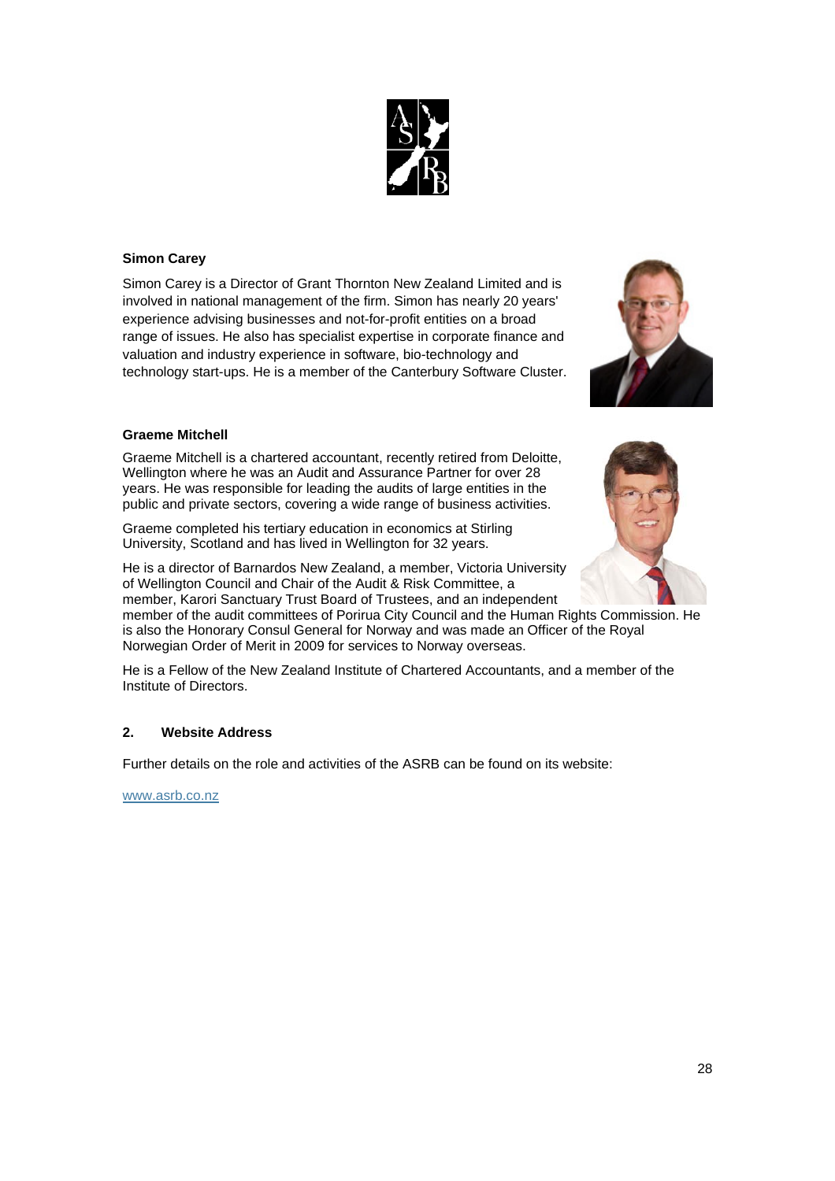**Simon Carey**

Simon Carey is a Director of Grant Thornton New Zealand Limited and is involved in national management of the firm. Simon has nearly 20 years' experience advising businesses and not-for-profit entities on a broad range of issues. He also has specialist expertise in corporate finance and valuation and industry experience in software, bio-technology and technology start-ups. He is a member of the Canterbury Software Cluster.

**Graeme Mitchell**

Graeme Mitchell is a chartered accountant, recently retired from Deloitte, Wellington where he was an Audit and Assurance Partner for over 28 years. He was responsible for leading the audits of large entities in the public and private sectors, covering a wide range of business activities.

Graeme completed his tertiary education in economics at Stirling University, Scotland and has lived in Wellington for 32 years.

He is a director of Barnardos New Zealand, a member, Victoria University of Wellington Council and Chair of the Audit & Risk Committee, a member, Karori Sanctuary Trust Board of Trustees, and an independent member of the audit committees of Porirua City Council and the Human Rights Commission. He is also the Honorary Consul General for Norway and was made an Officer of the Royal Norwegian Order of Merit in 2009 for services to Norway overseas.

He is a Fellow of the New Zealand Institute of Chartered Accountants, and a member of the Institute of Directors.

## 2. Website Address

Further details on the role and activities of the ASRB can be found on its website:

www.asrb.co.nz